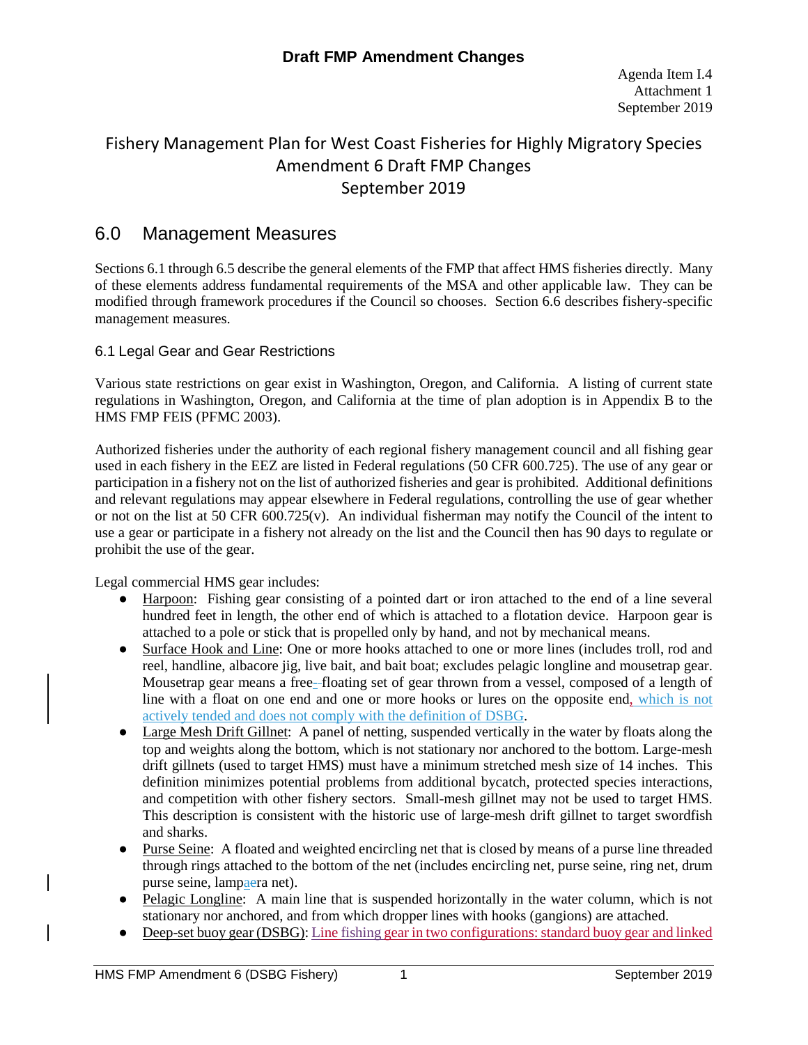**Draft FMP Amendment Changes**

Agenda Item I.4
Attachment 1
September 2019

# Fishery Management Plan for West Coast Fisheries for Highly Migratory Species Amendment 6 Draft FMP Changes September 2019

## 6.0 Management Measures

Sections 6.1 through 6.5 describe the general elements of the FMP that affect HMS fisheries directly. Many of these elements address fundamental requirements of the MSA and other applicable law. They can be modified through framework procedures if the Council so chooses. Section 6.6 describes fishery-specific management measures.

### 6.1 Legal Gear and Gear Restrictions

Various state restrictions on gear exist in Washington, Oregon, and California. A listing of current state regulations in Washington, Oregon, and California at the time of plan adoption is in Appendix B to the HMS FMP FEIS (PFMC 2003).

Authorized fisheries under the authority of each regional fishery management council and all fishing gear used in each fishery in the EEZ are listed in Federal regulations (50 CFR 600.725). The use of any gear or participation in a fishery not on the list of authorized fisheries and gear is prohibited. Additional definitions and relevant regulations may appear elsewhere in Federal regulations, controlling the use of gear whether or not on the list at 50 CFR 600.725(v). An individual fisherman may notify the Council of the intent to use a gear or participate in a fishery not already on the list and the Council then has 90 days to regulate or prohibit the use of the gear.

Legal commercial HMS gear includes:

- Harpoon: Fishing gear consisting of a pointed dart or iron attached to the end of a line several hundred feet in length, the other end of which is attached to a flotation device. Harpoon gear is attached to a pole or stick that is propelled only by hand, and not by mechanical means.
- Surface Hook and Line: One or more hooks attached to one or more lines (includes troll, rod and reel, handline, albacore jig, live bait, and bait boat; excludes pelagic longline and mousetrap gear. Mousetrap gear means a free--floating set of gear thrown from a vessel, composed of a length of line with a float on one end and one or more hooks or lures on the opposite end, which is not actively tended and does not comply with the definition of DSBG.
- Large Mesh Drift Gillnet: A panel of netting, suspended vertically in the water by floats along the top and weights along the bottom, which is not stationary nor anchored to the bottom. Large-mesh drift gillnets (used to target HMS) must have a minimum stretched mesh size of 14 inches. This definition minimizes potential problems from additional bycatch, protected species interactions, and competition with other fishery sectors. Small-mesh gillnet may not be used to target HMS. This description is consistent with the historic use of large-mesh drift gillnet to target swordfish and sharks.
- Purse Seine: A floated and weighted encircling net that is closed by means of a purse line threaded through rings attached to the bottom of the net (includes encircling net, purse seine, ring net, drum purse seine, lampaera net).
- Pelagic Longline: A main line that is suspended horizontally in the water column, which is not stationary nor anchored, and from which dropper lines with hooks (gangions) are attached.
- Deep-set buoy gear (DSBG): Line fishing gear in two configurations: standard buoy gear and linked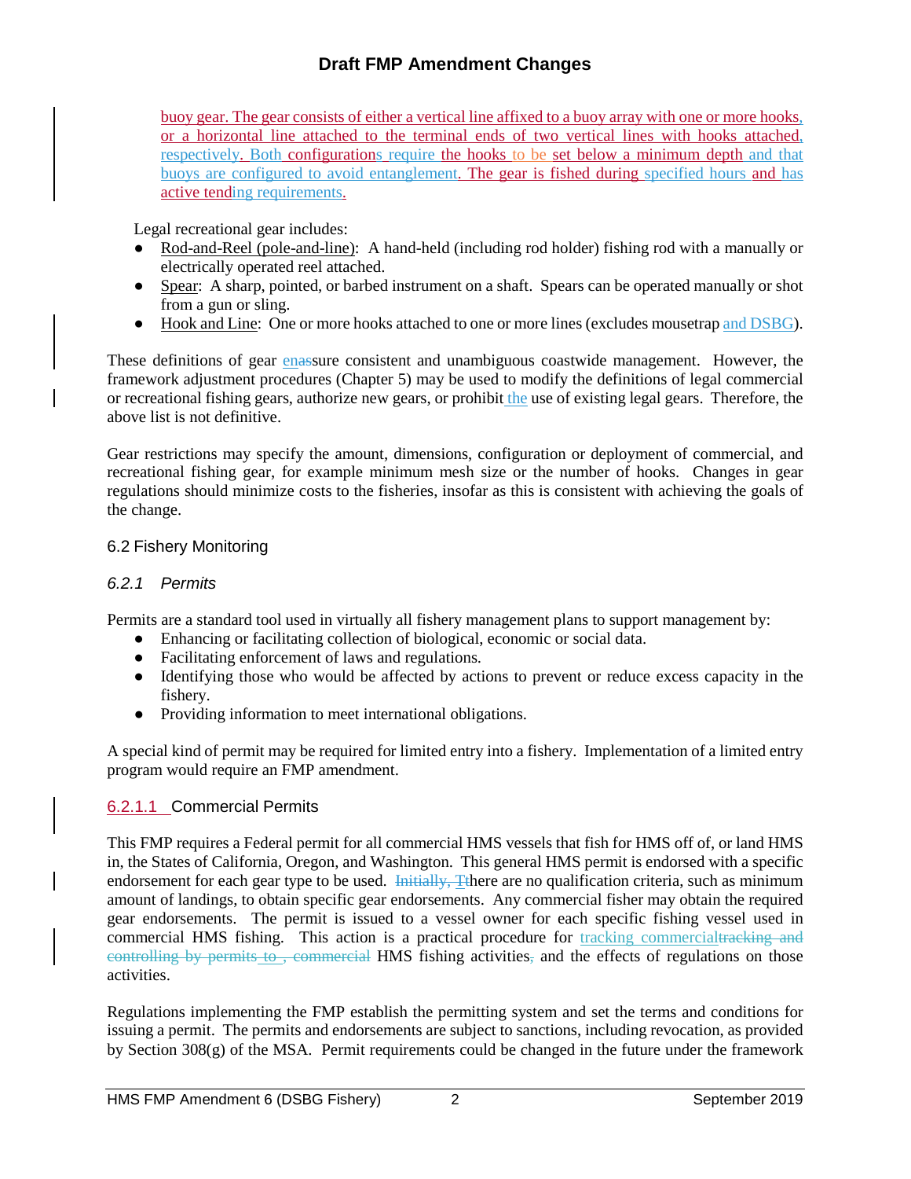buoy gear. The gear consists of either a vertical line affixed to a buoy array with one or more hooks, or a horizontal line attached to the terminal ends of two vertical lines with hooks attached, respectively. Both configurations require the hooks to be set below a minimum depth and that buoys are configured to avoid entanglement. The gear is fished during specified hours and has active tending requirements.

Legal recreational gear includes:

- Rod-and-Reel (pole-and-line): A hand-held (including rod holder) fishing rod with a manually or electrically operated reel attached.
- Spear: A sharp, pointed, or barbed instrument on a shaft. Spears can be operated manually or shot from a gun or sling.
- Hook and Line: One or more hooks attached to one or more lines (excludes mousetrap and DSBG).

These definitions of gear ensure consistent and unambiguous coastwide management. However, the framework adjustment procedures (Chapter 5) may be used to modify the definitions of legal commercial or recreational fishing gears, authorize new gears, or prohibit the use of existing legal gears. Therefore, the above list is not definitive.

Gear restrictions may specify the amount, dimensions, configuration or deployment of commercial, and recreational fishing gear, for example minimum mesh size or the number of hooks. Changes in gear regulations should minimize costs to the fisheries, insofar as this is consistent with achieving the goals of the change.

## 6.2 Fishery Monitoring

### *6.2.1 Permits*

Permits are a standard tool used in virtually all fishery management plans to support management by:

- Enhancing or facilitating collection of biological, economic or social data.
- Facilitating enforcement of laws and regulations.
- Identifying those who would be affected by actions to prevent or reduce excess capacity in the fishery.
- Providing information to meet international obligations.

A special kind of permit may be required for limited entry into a fishery. Implementation of a limited entry program would require an FMP amendment.

#### 6.2.1.1 Commercial Permits

This FMP requires a Federal permit for all commercial HMS vessels that fish for HMS off of, or land HMS in, the States of California, Oregon, and Washington. This general HMS permit is endorsed with a specific endorsement for each gear type to be used. ~~Initially, T~~There are no qualification criteria, such as minimum amount of landings, to obtain specific gear endorsements. Any commercial fisher may obtain the required gear endorsements. The permit is issued to a vessel owner for each specific fishing vessel used in commercial HMS fishing. This action is a practical procedure for tracking commercial~~tracking and controlling by permits to , commercial~~ HMS fishing activities~~,~~ and the effects of regulations on those activities.

Regulations implementing the FMP establish the permitting system and set the terms and conditions for issuing a permit. The permits and endorsements are subject to sanctions, including revocation, as provided by Section 308(g) of the MSA. Permit requirements could be changed in the future under the framework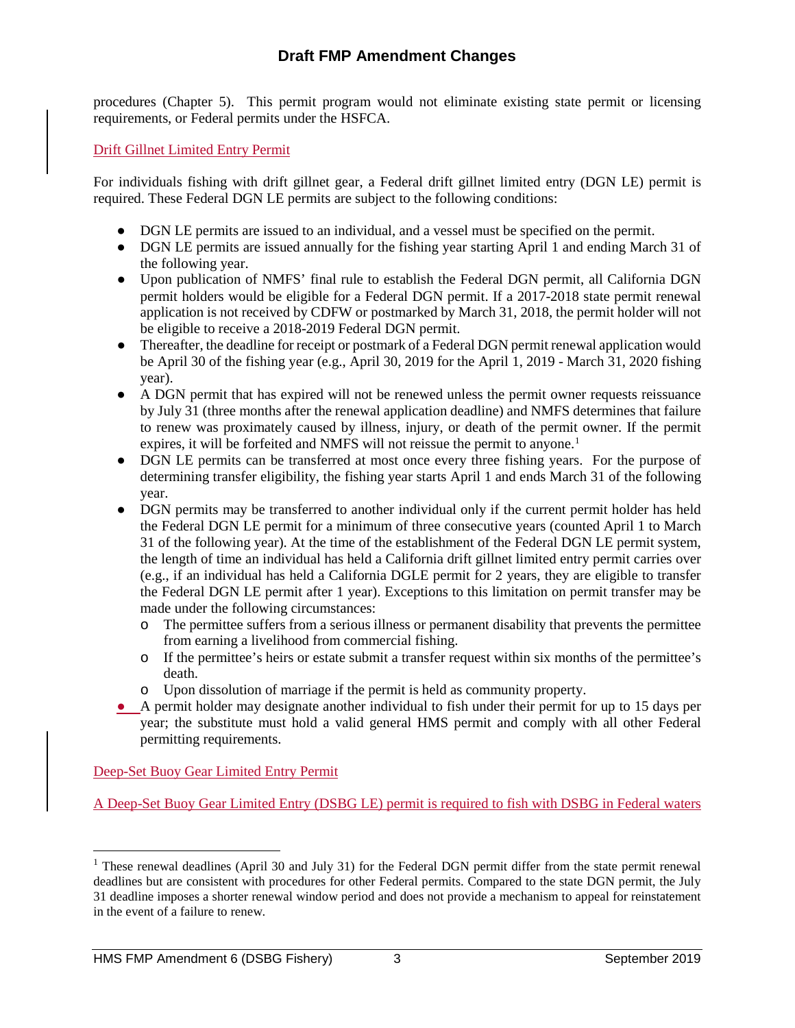procedures (Chapter 5). This permit program would not eliminate existing state permit or licensing requirements, or Federal permits under the HSFCA.

Drift Gillnet Limited Entry Permit

For individuals fishing with drift gillnet gear, a Federal drift gillnet limited entry (DGN LE) permit is required. These Federal DGN LE permits are subject to the following conditions:

- DGN LE permits are issued to an individual, and a vessel must be specified on the permit.
- DGN LE permits are issued annually for the fishing year starting April 1 and ending March 31 of the following year.
- Upon publication of NMFS' final rule to establish the Federal DGN permit, all California DGN permit holders would be eligible for a Federal DGN permit. If a 2017-2018 state permit renewal application is not received by CDFW or postmarked by March 31, 2018, the permit holder will not be eligible to receive a 2018-2019 Federal DGN permit.
- Thereafter, the deadline for receipt or postmark of a Federal DGN permit renewal application would be April 30 of the fishing year (e.g., April 30, 2019 for the April 1, 2019 - March 31, 2020 fishing year).
- A DGN permit that has expired will not be renewed unless the permit owner requests reissuance by July 31 (three months after the renewal application deadline) and NMFS determines that failure to renew was proximately caused by illness, injury, or death of the permit owner. If the permit expires, it will be forfeited and NMFS will not reissue the permit to anyone.[1]
- DGN LE permits can be transferred at most once every three fishing years. For the purpose of determining transfer eligibility, the fishing year starts April 1 and ends March 31 of the following year.
- DGN permits may be transferred to another individual only if the current permit holder has held the Federal DGN LE permit for a minimum of three consecutive years (counted April 1 to March 31 of the following year). At the time of the establishment of the Federal DGN LE permit system, the length of time an individual has held a California drift gillnet limited entry permit carries over (e.g., if an individual has held a California DGLE permit for 2 years, they are eligible to transfer the Federal DGN LE permit after 1 year). Exceptions to this limitation on permit transfer may be made under the following circumstances:
  - The permittee suffers from a serious illness or permanent disability that prevents the permittee from earning a livelihood from commercial fishing.
  - If the permittee's heirs or estate submit a transfer request within six months of the permittee's death.
  - Upon dissolution of marriage if the permit is held as community property.
- A permit holder may designate another individual to fish under their permit for up to 15 days per year; the substitute must hold a valid general HMS permit and comply with all other Federal permitting requirements.

Deep-Set Buoy Gear Limited Entry Permit

A Deep-Set Buoy Gear Limited Entry (DSBG LE) permit is required to fish with DSBG in Federal waters

---

[1] These renewal deadlines (April 30 and July 31) for the Federal DGN permit differ from the state permit renewal deadlines but are consistent with procedures for other Federal permits. Compared to the state DGN permit, the July 31 deadline imposes a shorter renewal window period and does not provide a mechanism to appeal for reinstatement in the event of a failure to renew.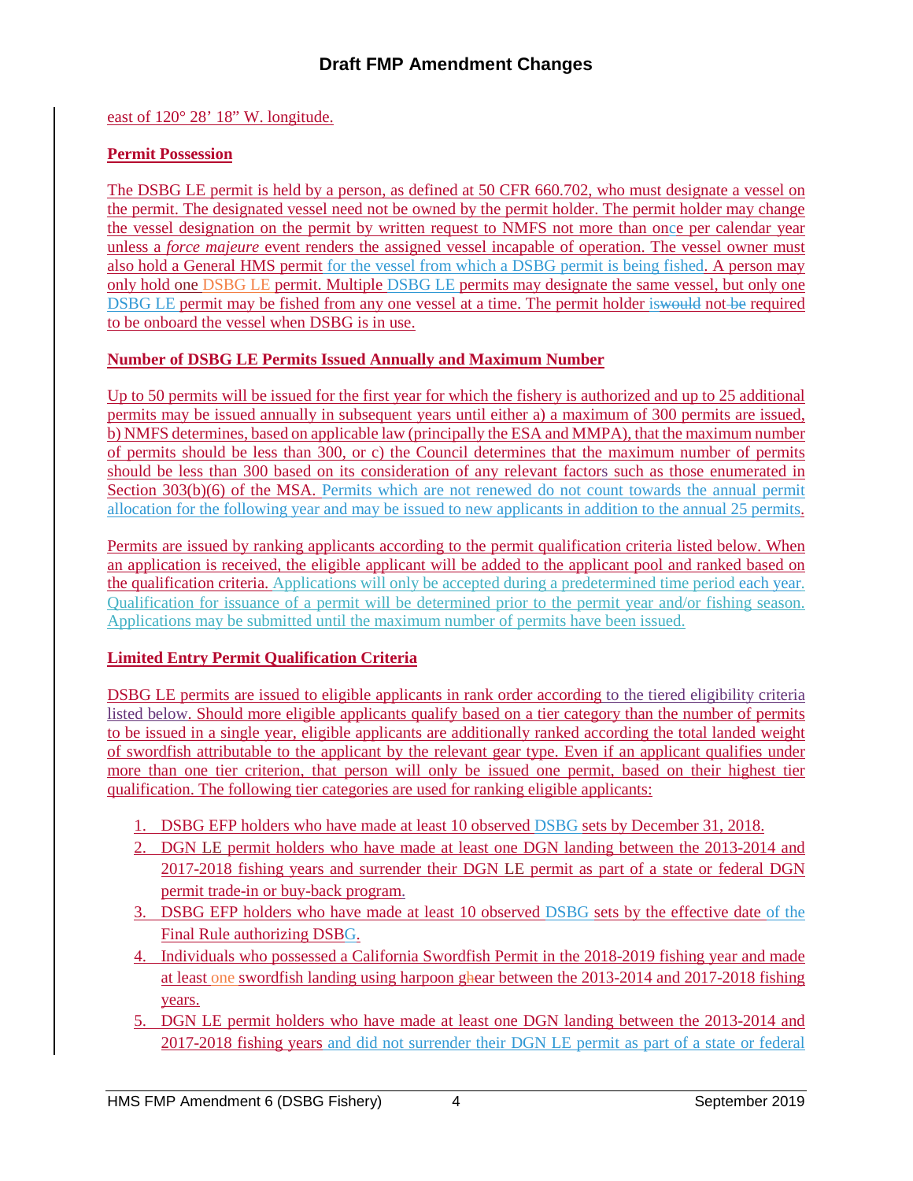east of 120° 28’ 18” W. longitude.

**Permit Possession**

The DSBG LE permit is held by a person, as defined at 50 CFR 660.702, who must designate a vessel on the permit. The designated vessel need not be owned by the permit holder. The permit holder may change the vessel designation on the permit by written request to NMFS not more than once per calendar year unless a *force majeure* event renders the assigned vessel incapable of operation. The vessel owner must also hold a General HMS permit for the vessel from which a DSBG permit is being fished. A person may only hold one DSBG LE permit. Multiple DSBG LE permits may designate the same vessel, but only one DSBG LE permit may be fished from any one vessel at a time. The permit holder is~~would~~ not ~~be~~ required to be onboard the vessel when DSBG is in use.

**Number of DSBG LE Permits Issued Annually and Maximum Number**

Up to 50 permits will be issued for the first year for which the fishery is authorized and up to 25 additional permits may be issued annually in subsequent years until either a) a maximum of 300 permits are issued, b) NMFS determines, based on applicable law (principally the ESA and MMPA), that the maximum number of permits should be less than 300, or c) the Council determines that the maximum number of permits should be less than 300 based on its consideration of any relevant factors such as those enumerated in Section 303(b)(6) of the MSA. Permits which are not renewed do not count towards the annual permit allocation for the following year and may be issued to new applicants in addition to the annual 25 permits.

Permits are issued by ranking applicants according to the permit qualification criteria listed below. When an application is received, the eligible applicant will be added to the applicant pool and ranked based on the qualification criteria. Applications will only be accepted during a predetermined time period each year. Qualification for issuance of a permit will be determined prior to the permit year and/or fishing season. Applications may be submitted until the maximum number of permits have been issued.

**Limited Entry Permit Qualification Criteria**

DSBG LE permits are issued to eligible applicants in rank order according to the tiered eligibility criteria listed below. Should more eligible applicants qualify based on a tier category than the number of permits to be issued in a single year, eligible applicants are additionally ranked according the total landed weight of swordfish attributable to the applicant by the relevant gear type. Even if an applicant qualifies under more than one tier criterion, that person will only be issued one permit, based on their highest tier qualification. The following tier categories are used for ranking eligible applicants:

1. DSBG EFP holders who have made at least 10 observed DSBG sets by December 31, 2018.
2. DGN LE permit holders who have made at least one DGN landing between the 2013-2014 and 2017-2018 fishing years and surrender their DGN LE permit as part of a state or federal DGN permit trade-in or buy-back program.
3. DSBG EFP holders who have made at least 10 observed DSBG sets by the effective date of the Final Rule authorizing DSBG.
4. Individuals who possessed a California Swordfish Permit in the 2018-2019 fishing year and made at least one swordfish landing using harpoon g~~h~~ear between the 2013-2014 and 2017-2018 fishing years.
5. DGN LE permit holders who have made at least one DGN landing between the 2013-2014 and 2017-2018 fishing years and did not surrender their DGN LE permit as part of a state or federal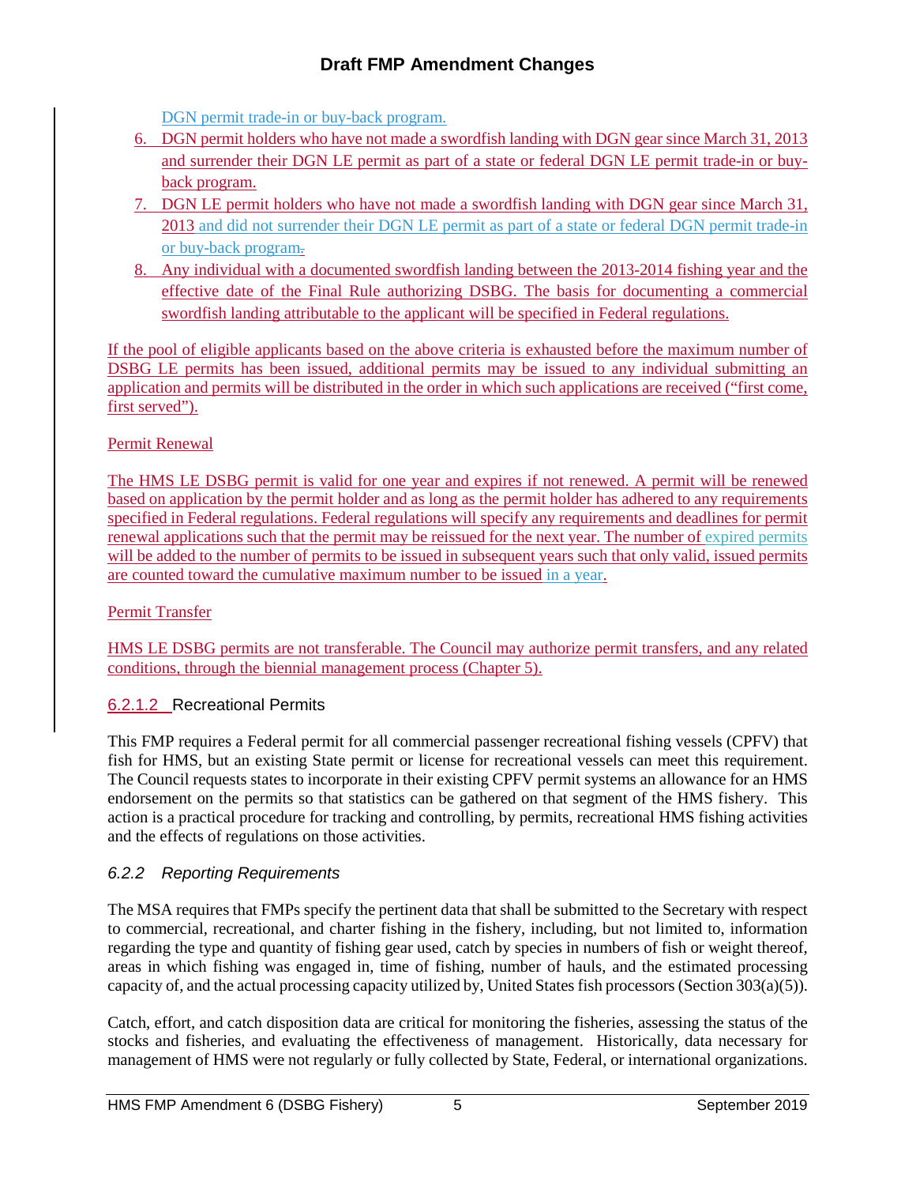DGN permit trade-in or buy-back program.

6. DGN permit holders who have not made a swordfish landing with DGN gear since March 31, 2013 and surrender their DGN LE permit as part of a state or federal DGN LE permit trade-in or buy-back program.
7. DGN LE permit holders who have not made a swordfish landing with DGN gear since March 31, 2013 and did not surrender their DGN LE permit as part of a state or federal DGN permit trade-in or buy-back program.
8. Any individual with a documented swordfish landing between the 2013-2014 fishing year and the effective date of the Final Rule authorizing DSBG. The basis for documenting a commercial swordfish landing attributable to the applicant will be specified in Federal regulations.

If the pool of eligible applicants based on the above criteria is exhausted before the maximum number of DSBG LE permits has been issued, additional permits may be issued to any individual submitting an application and permits will be distributed in the order in which such applications are received ("first come, first served").

Permit Renewal

The HMS LE DSBG permit is valid for one year and expires if not renewed. A permit will be renewed based on application by the permit holder and as long as the permit holder has adhered to any requirements specified in Federal regulations. Federal regulations will specify any requirements and deadlines for permit renewal applications such that the permit may be reissued for the next year. The number of expired permits will be added to the number of permits to be issued in subsequent years such that only valid, issued permits are counted toward the cumulative maximum number to be issued in a year.

Permit Transfer

HMS LE DSBG permits are not transferable. The Council may authorize permit transfers, and any related conditions, through the biennial management process (Chapter 5).

#### 6.2.1.2 Recreational Permits

This FMP requires a Federal permit for all commercial passenger recreational fishing vessels (CPFV) that fish for HMS, but an existing State permit or license for recreational vessels can meet this requirement. The Council requests states to incorporate in their existing CPFV permit systems an allowance for an HMS endorsement on the permits so that statistics can be gathered on that segment of the HMS fishery. This action is a practical procedure for tracking and controlling, by permits, recreational HMS fishing activities and the effects of regulations on those activities.

### *6.2.2 Reporting Requirements*

The MSA requires that FMPs specify the pertinent data that shall be submitted to the Secretary with respect to commercial, recreational, and charter fishing in the fishery, including, but not limited to, information regarding the type and quantity of fishing gear used, catch by species in numbers of fish or weight thereof, areas in which fishing was engaged in, time of fishing, number of hauls, and the estimated processing capacity of, and the actual processing capacity utilized by, United States fish processors (Section 303(a)(5)).

Catch, effort, and catch disposition data are critical for monitoring the fisheries, assessing the status of the stocks and fisheries, and evaluating the effectiveness of management. Historically, data necessary for management of HMS were not regularly or fully collected by State, Federal, or international organizations.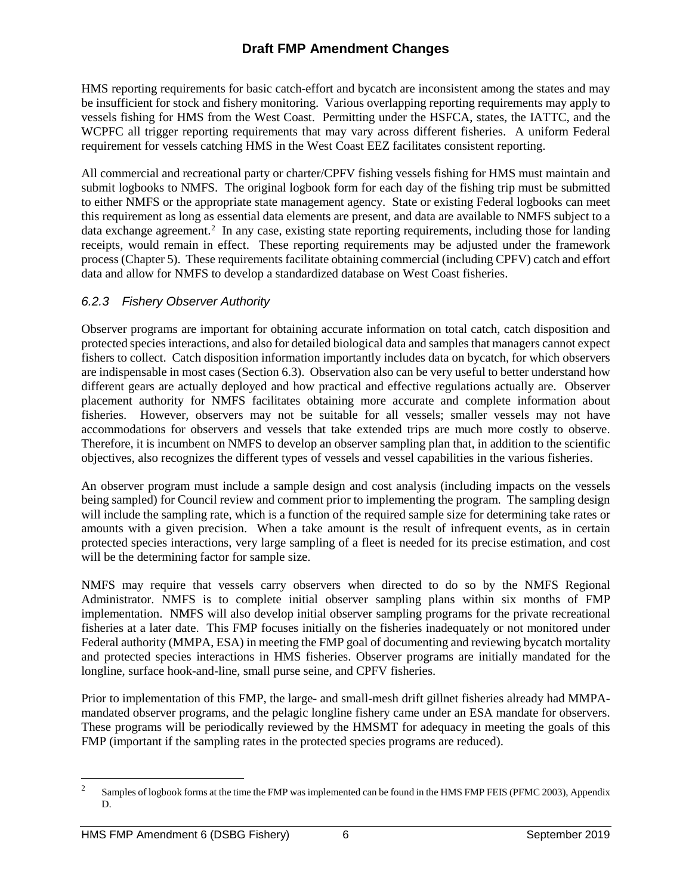HMS reporting requirements for basic catch-effort and bycatch are inconsistent among the states and may be insufficient for stock and fishery monitoring. Various overlapping reporting requirements may apply to vessels fishing for HMS from the West Coast. Permitting under the HSFCA, states, the IATTC, and the WCPFC all trigger reporting requirements that may vary across different fisheries. A uniform Federal requirement for vessels catching HMS in the West Coast EEZ facilitates consistent reporting.

All commercial and recreational party or charter/CPFV fishing vessels fishing for HMS must maintain and submit logbooks to NMFS. The original logbook form for each day of the fishing trip must be submitted to either NMFS or the appropriate state management agency. State or existing Federal logbooks can meet this requirement as long as essential data elements are present, and data are available to NMFS subject to a data exchange agreement.[2] In any case, existing state reporting requirements, including those for landing receipts, would remain in effect. These reporting requirements may be adjusted under the framework process (Chapter 5). These requirements facilitate obtaining commercial (including CPFV) catch and effort data and allow for NMFS to develop a standardized database on West Coast fisheries.

### *6.2.3 Fishery Observer Authority*

Observer programs are important for obtaining accurate information on total catch, catch disposition and protected species interactions, and also for detailed biological data and samples that managers cannot expect fishers to collect. Catch disposition information importantly includes data on bycatch, for which observers are indispensable in most cases (Section 6.3). Observation also can be very useful to better understand how different gears are actually deployed and how practical and effective regulations actually are. Observer placement authority for NMFS facilitates obtaining more accurate and complete information about fisheries. However, observers may not be suitable for all vessels; smaller vessels may not have accommodations for observers and vessels that take extended trips are much more costly to observe. Therefore, it is incumbent on NMFS to develop an observer sampling plan that, in addition to the scientific objectives, also recognizes the different types of vessels and vessel capabilities in the various fisheries.

An observer program must include a sample design and cost analysis (including impacts on the vessels being sampled) for Council review and comment prior to implementing the program. The sampling design will include the sampling rate, which is a function of the required sample size for determining take rates or amounts with a given precision. When a take amount is the result of infrequent events, as in certain protected species interactions, very large sampling of a fleet is needed for its precise estimation, and cost will be the determining factor for sample size.

NMFS may require that vessels carry observers when directed to do so by the NMFS Regional Administrator. NMFS is to complete initial observer sampling plans within six months of FMP implementation. NMFS will also develop initial observer sampling programs for the private recreational fisheries at a later date. This FMP focuses initially on the fisheries inadequately or not monitored under Federal authority (MMPA, ESA) in meeting the FMP goal of documenting and reviewing bycatch mortality and protected species interactions in HMS fisheries. Observer programs are initially mandated for the longline, surface hook-and-line, small purse seine, and CPFV fisheries.

Prior to implementation of this FMP, the large- and small-mesh drift gillnet fisheries already had MMPA-mandated observer programs, and the pelagic longline fishery came under an ESA mandate for observers. These programs will be periodically reviewed by the HMSMT for adequacy in meeting the goals of this FMP (important if the sampling rates in the protected species programs are reduced).

[2] Samples of logbook forms at the time the FMP was implemented can be found in the HMS FMP FEIS (PFMC 2003), Appendix D.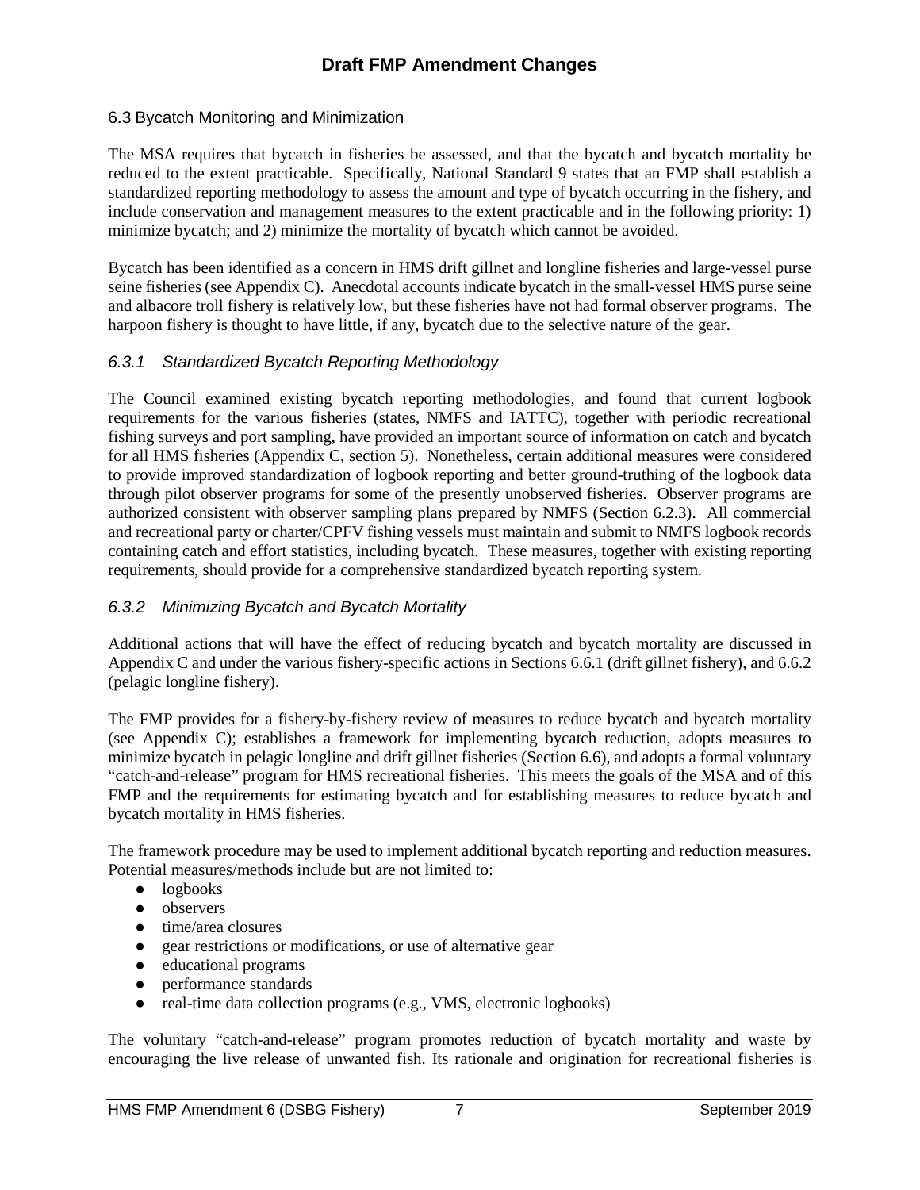# Draft FMP Amendment Changes

## 6.3 Bycatch Monitoring and Minimization

The MSA requires that bycatch in fisheries be assessed, and that the bycatch and bycatch mortality be reduced to the extent practicable. Specifically, National Standard 9 states that an FMP shall establish a standardized reporting methodology to assess the amount and type of bycatch occurring in the fishery, and include conservation and management measures to the extent practicable and in the following priority: 1) minimize bycatch; and 2) minimize the mortality of bycatch which cannot be avoided.

Bycatch has been identified as a concern in HMS drift gillnet and longline fisheries and large-vessel purse seine fisheries (see Appendix C). Anecdotal accounts indicate bycatch in the small-vessel HMS purse seine and albacore troll fishery is relatively low, but these fisheries have not had formal observer programs. The harpoon fishery is thought to have little, if any, bycatch due to the selective nature of the gear.

### *6.3.1 Standardized Bycatch Reporting Methodology*

The Council examined existing bycatch reporting methodologies, and found that current logbook requirements for the various fisheries (states, NMFS and IATTC), together with periodic recreational fishing surveys and port sampling, have provided an important source of information on catch and bycatch for all HMS fisheries (Appendix C, section 5). Nonetheless, certain additional measures were considered to provide improved standardization of logbook reporting and better ground-truthing of the logbook data through pilot observer programs for some of the presently unobserved fisheries. Observer programs are authorized consistent with observer sampling plans prepared by NMFS (Section 6.2.3). All commercial and recreational party or charter/CPFV fishing vessels must maintain and submit to NMFS logbook records containing catch and effort statistics, including bycatch. These measures, together with existing reporting requirements, should provide for a comprehensive standardized bycatch reporting system.

### *6.3.2 Minimizing Bycatch and Bycatch Mortality*

Additional actions that will have the effect of reducing bycatch and bycatch mortality are discussed in Appendix C and under the various fishery-specific actions in Sections 6.6.1 (drift gillnet fishery), and 6.6.2 (pelagic longline fishery).

The FMP provides for a fishery-by-fishery review of measures to reduce bycatch and bycatch mortality (see Appendix C); establishes a framework for implementing bycatch reduction, adopts measures to minimize bycatch in pelagic longline and drift gillnet fisheries (Section 6.6), and adopts a formal voluntary "catch-and-release" program for HMS recreational fisheries. This meets the goals of the MSA and of this FMP and the requirements for estimating bycatch and for establishing measures to reduce bycatch and bycatch mortality in HMS fisheries.

The framework procedure may be used to implement additional bycatch reporting and reduction measures. Potential measures/methods include but are not limited to:

- logbooks
- observers
- time/area closures
- gear restrictions or modifications, or use of alternative gear
- educational programs
- performance standards
- real-time data collection programs (e.g., VMS, electronic logbooks)

The voluntary "catch-and-release" program promotes reduction of bycatch mortality and waste by encouraging the live release of unwanted fish. Its rationale and origination for recreational fisheries is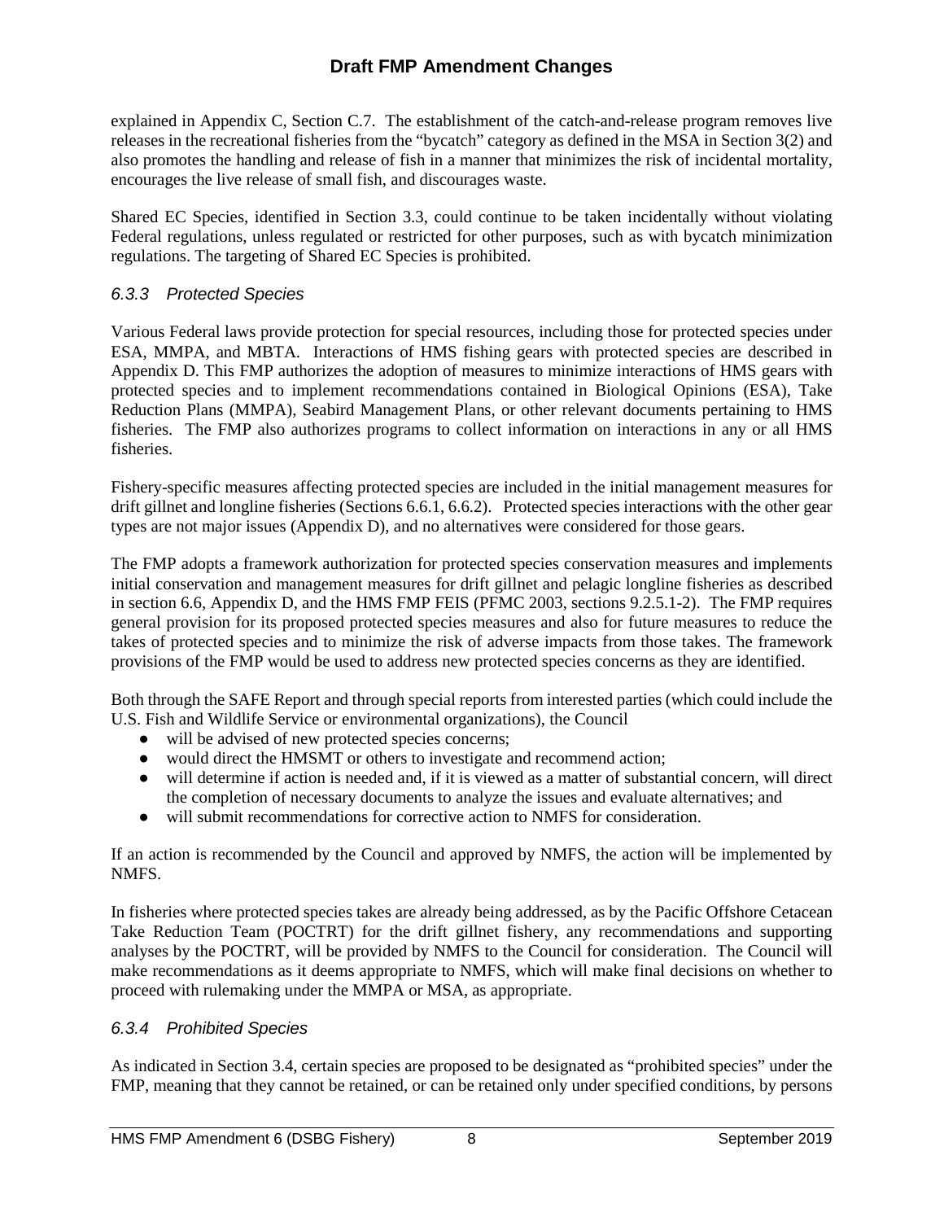explained in Appendix C, Section C.7. The establishment of the catch-and-release program removes live releases in the recreational fisheries from the "bycatch" category as defined in the MSA in Section 3(2) and also promotes the handling and release of fish in a manner that minimizes the risk of incidental mortality, encourages the live release of small fish, and discourages waste.

Shared EC Species, identified in Section 3.3, could continue to be taken incidentally without violating Federal regulations, unless regulated or restricted for other purposes, such as with bycatch minimization regulations. The targeting of Shared EC Species is prohibited.

### *6.3.3 Protected Species*

Various Federal laws provide protection for special resources, including those for protected species under ESA, MMPA, and MBTA. Interactions of HMS fishing gears with protected species are described in Appendix D. This FMP authorizes the adoption of measures to minimize interactions of HMS gears with protected species and to implement recommendations contained in Biological Opinions (ESA), Take Reduction Plans (MMPA), Seabird Management Plans, or other relevant documents pertaining to HMS fisheries. The FMP also authorizes programs to collect information on interactions in any or all HMS fisheries.

Fishery-specific measures affecting protected species are included in the initial management measures for drift gillnet and longline fisheries (Sections 6.6.1, 6.6.2). Protected species interactions with the other gear types are not major issues (Appendix D), and no alternatives were considered for those gears.

The FMP adopts a framework authorization for protected species conservation measures and implements initial conservation and management measures for drift gillnet and pelagic longline fisheries as described in section 6.6, Appendix D, and the HMS FMP FEIS (PFMC 2003, sections 9.2.5.1-2). The FMP requires general provision for its proposed protected species measures and also for future measures to reduce the takes of protected species and to minimize the risk of adverse impacts from those takes. The framework provisions of the FMP would be used to address new protected species concerns as they are identified.

Both through the SAFE Report and through special reports from interested parties (which could include the U.S. Fish and Wildlife Service or environmental organizations), the Council

- will be advised of new protected species concerns;
- would direct the HMSMT or others to investigate and recommend action;
- will determine if action is needed and, if it is viewed as a matter of substantial concern, will direct the completion of necessary documents to analyze the issues and evaluate alternatives; and
- will submit recommendations for corrective action to NMFS for consideration.

If an action is recommended by the Council and approved by NMFS, the action will be implemented by NMFS.

In fisheries where protected species takes are already being addressed, as by the Pacific Offshore Cetacean Take Reduction Team (POCTRT) for the drift gillnet fishery, any recommendations and supporting analyses by the POCTRT, will be provided by NMFS to the Council for consideration. The Council will make recommendations as it deems appropriate to NMFS, which will make final decisions on whether to proceed with rulemaking under the MMPA or MSA, as appropriate.

### *6.3.4 Prohibited Species*

As indicated in Section 3.4, certain species are proposed to be designated as "prohibited species" under the FMP, meaning that they cannot be retained, or can be retained only under specified conditions, by persons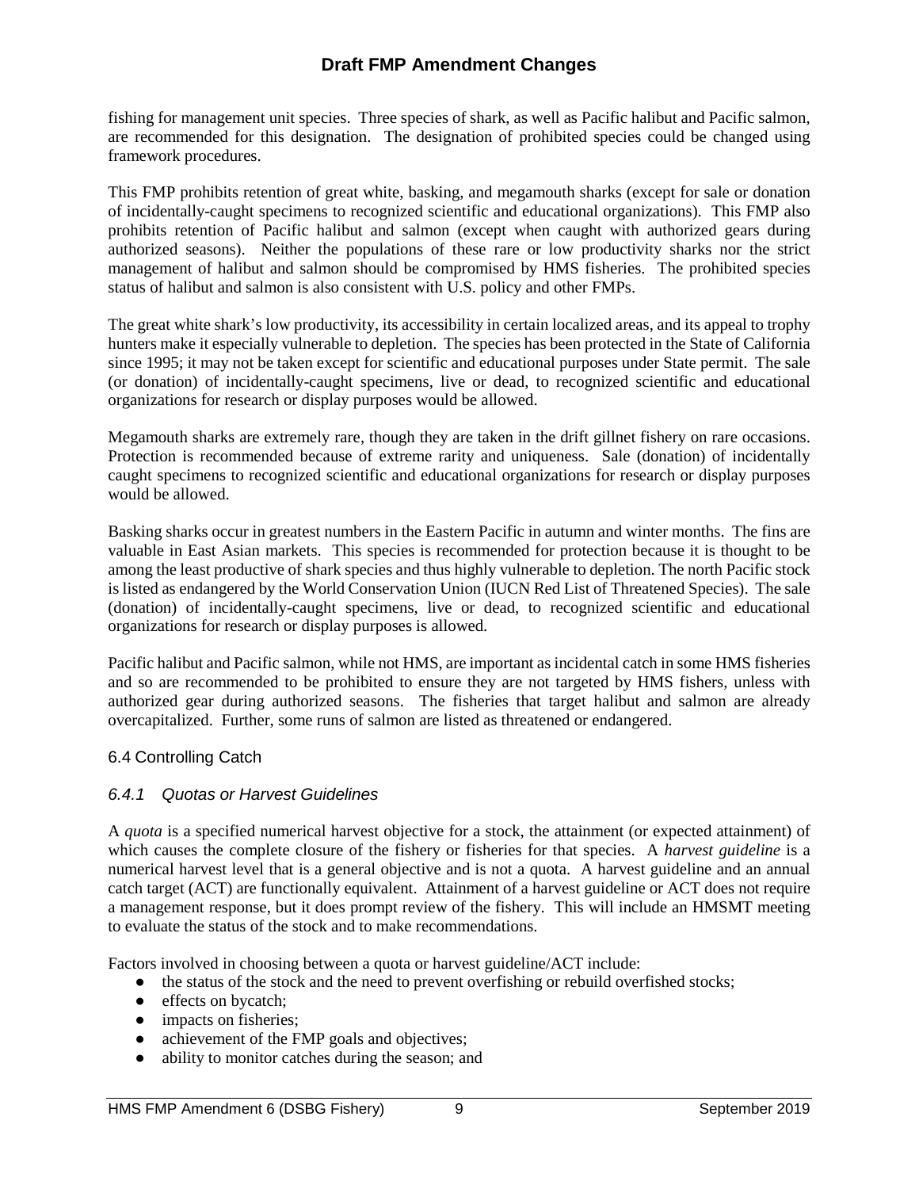fishing for management unit species. Three species of shark, as well as Pacific halibut and Pacific salmon, are recommended for this designation. The designation of prohibited species could be changed using framework procedures.

This FMP prohibits retention of great white, basking, and megamouth sharks (except for sale or donation of incidentally-caught specimens to recognized scientific and educational organizations). This FMP also prohibits retention of Pacific halibut and salmon (except when caught with authorized gears during authorized seasons). Neither the populations of these rare or low productivity sharks nor the strict management of halibut and salmon should be compromised by HMS fisheries. The prohibited species status of halibut and salmon is also consistent with U.S. policy and other FMPs.

The great white shark's low productivity, its accessibility in certain localized areas, and its appeal to trophy hunters make it especially vulnerable to depletion. The species has been protected in the State of California since 1995; it may not be taken except for scientific and educational purposes under State permit. The sale (or donation) of incidentally-caught specimens, live or dead, to recognized scientific and educational organizations for research or display purposes would be allowed.

Megamouth sharks are extremely rare, though they are taken in the drift gillnet fishery on rare occasions. Protection is recommended because of extreme rarity and uniqueness. Sale (donation) of incidentally caught specimens to recognized scientific and educational organizations for research or display purposes would be allowed.

Basking sharks occur in greatest numbers in the Eastern Pacific in autumn and winter months. The fins are valuable in East Asian markets. This species is recommended for protection because it is thought to be among the least productive of shark species and thus highly vulnerable to depletion. The north Pacific stock is listed as endangered by the World Conservation Union (IUCN Red List of Threatened Species). The sale (donation) of incidentally-caught specimens, live or dead, to recognized scientific and educational organizations for research or display purposes is allowed.

Pacific halibut and Pacific salmon, while not HMS, are important as incidental catch in some HMS fisheries and so are recommended to be prohibited to ensure they are not targeted by HMS fishers, unless with authorized gear during authorized seasons. The fisheries that target halibut and salmon are already overcapitalized. Further, some runs of salmon are listed as threatened or endangered.

## 6.4 Controlling Catch

### *6.4.1 Quotas or Harvest Guidelines*

A *quota* is a specified numerical harvest objective for a stock, the attainment (or expected attainment) of which causes the complete closure of the fishery or fisheries for that species. A *harvest guideline* is a numerical harvest level that is a general objective and is not a quota. A harvest guideline and an annual catch target (ACT) are functionally equivalent. Attainment of a harvest guideline or ACT does not require a management response, but it does prompt review of the fishery. This will include an HMSMT meeting to evaluate the status of the stock and to make recommendations.

Factors involved in choosing between a quota or harvest guideline/ACT include:

- the status of the stock and the need to prevent overfishing or rebuild overfished stocks;
- effects on bycatch;
- impacts on fisheries;
- achievement of the FMP goals and objectives;
- ability to monitor catches during the season; and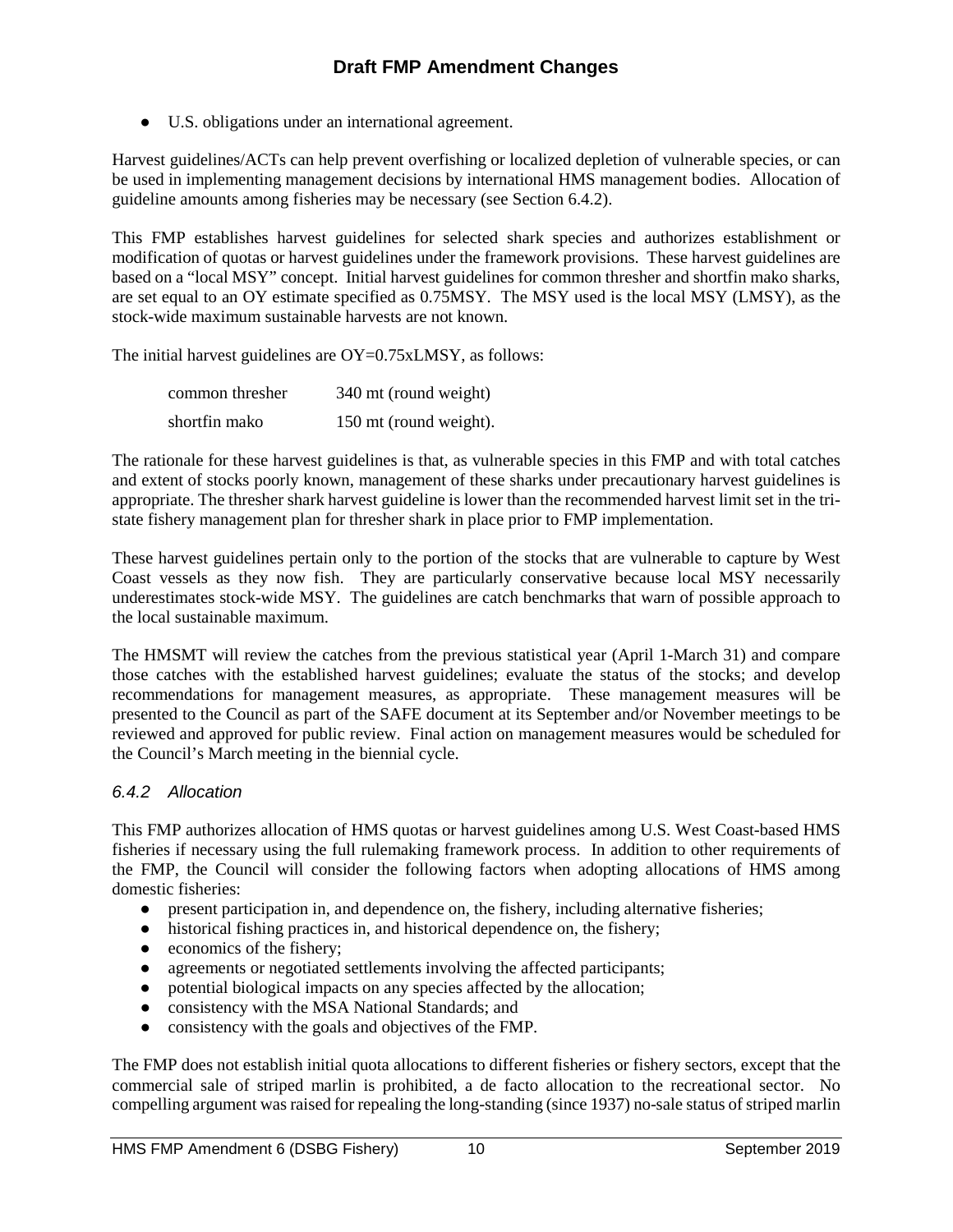- U.S. obligations under an international agreement.

Harvest guidelines/ACTs can help prevent overfishing or localized depletion of vulnerable species, or can be used in implementing management decisions by international HMS management bodies. Allocation of guideline amounts among fisheries may be necessary (see Section 6.4.2).

This FMP establishes harvest guidelines for selected shark species and authorizes establishment or modification of quotas or harvest guidelines under the framework provisions. These harvest guidelines are based on a "local MSY" concept. Initial harvest guidelines for common thresher and shortfin mako sharks, are set equal to an OY estimate specified as 0.75MSY. The MSY used is the local MSY (LMSY), as the stock-wide maximum sustainable harvests are not known.

The initial harvest guidelines are OY=0.75xLMSY, as follows:

| | |
|---|---|
| common thresher | 340 mt (round weight) |
| shortfin mako | 150 mt (round weight). |

The rationale for these harvest guidelines is that, as vulnerable species in this FMP and with total catches and extent of stocks poorly known, management of these sharks under precautionary harvest guidelines is appropriate. The thresher shark harvest guideline is lower than the recommended harvest limit set in the tri-state fishery management plan for thresher shark in place prior to FMP implementation.

These harvest guidelines pertain only to the portion of the stocks that are vulnerable to capture by West Coast vessels as they now fish. They are particularly conservative because local MSY necessarily underestimates stock-wide MSY. The guidelines are catch benchmarks that warn of possible approach to the local sustainable maximum.

The HMSMT will review the catches from the previous statistical year (April 1-March 31) and compare those catches with the established harvest guidelines; evaluate the status of the stocks; and develop recommendations for management measures, as appropriate. These management measures will be presented to the Council as part of the SAFE document at its September and/or November meetings to be reviewed and approved for public review. Final action on management measures would be scheduled for the Council's March meeting in the biennial cycle.

### *6.4.2 Allocation*

This FMP authorizes allocation of HMS quotas or harvest guidelines among U.S. West Coast-based HMS fisheries if necessary using the full rulemaking framework process. In addition to other requirements of the FMP, the Council will consider the following factors when adopting allocations of HMS among domestic fisheries:

- present participation in, and dependence on, the fishery, including alternative fisheries;
- historical fishing practices in, and historical dependence on, the fishery;
- economics of the fishery;
- agreements or negotiated settlements involving the affected participants;
- potential biological impacts on any species affected by the allocation;
- consistency with the MSA National Standards; and
- consistency with the goals and objectives of the FMP.

The FMP does not establish initial quota allocations to different fisheries or fishery sectors, except that the commercial sale of striped marlin is prohibited, a de facto allocation to the recreational sector. No compelling argument was raised for repealing the long-standing (since 1937) no-sale status of striped marlin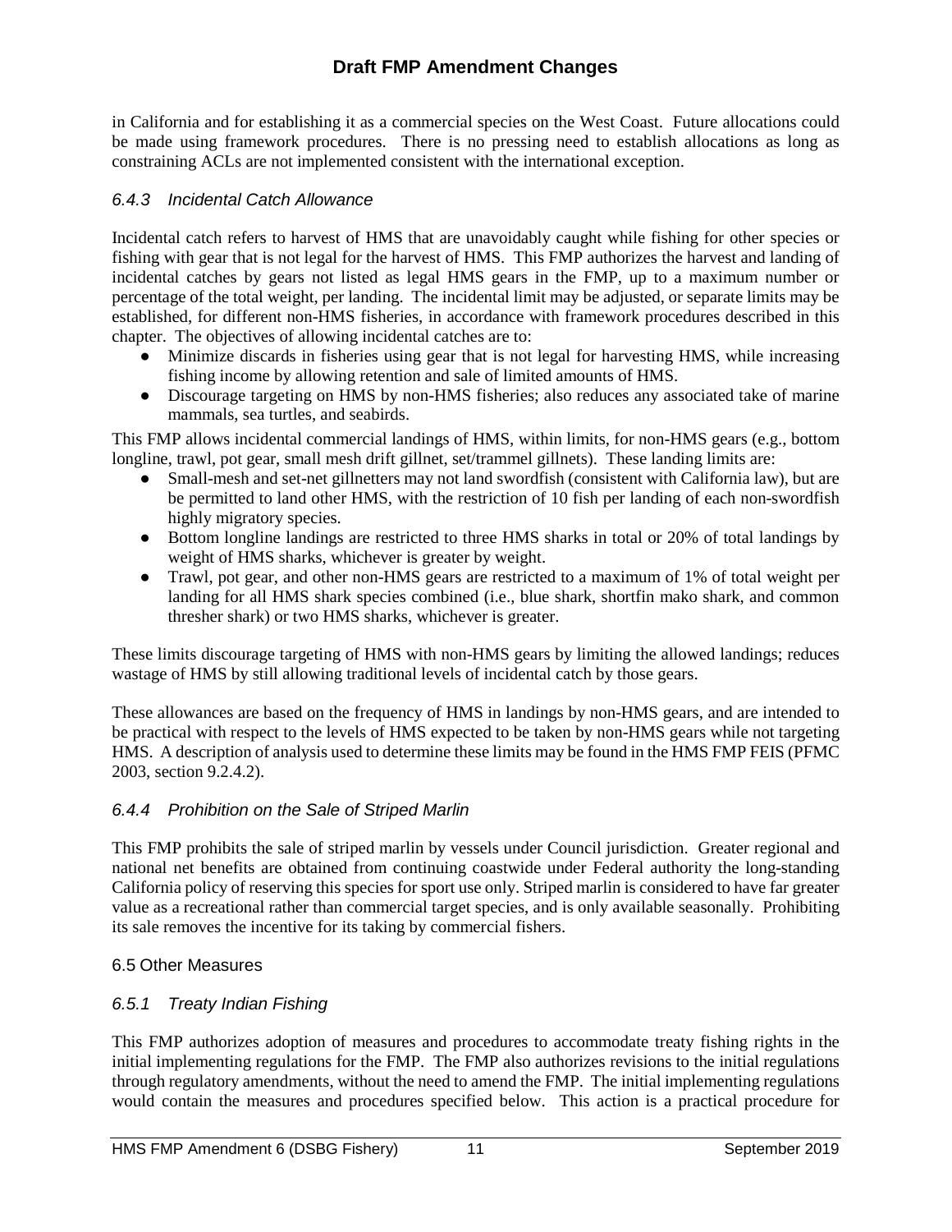in California and for establishing it as a commercial species on the West Coast. Future allocations could be made using framework procedures. There is no pressing need to establish allocations as long as constraining ACLs are not implemented consistent with the international exception.

### *6.4.3 Incidental Catch Allowance*

Incidental catch refers to harvest of HMS that are unavoidably caught while fishing for other species or fishing with gear that is not legal for the harvest of HMS. This FMP authorizes the harvest and landing of incidental catches by gears not listed as legal HMS gears in the FMP, up to a maximum number or percentage of the total weight, per landing. The incidental limit may be adjusted, or separate limits may be established, for different non-HMS fisheries, in accordance with framework procedures described in this chapter. The objectives of allowing incidental catches are to:

- Minimize discards in fisheries using gear that is not legal for harvesting HMS, while increasing fishing income by allowing retention and sale of limited amounts of HMS.
- Discourage targeting on HMS by non-HMS fisheries; also reduces any associated take of marine mammals, sea turtles, and seabirds.

This FMP allows incidental commercial landings of HMS, within limits, for non-HMS gears (e.g., bottom longline, trawl, pot gear, small mesh drift gillnet, set/trammel gillnets). These landing limits are:

- Small-mesh and set-net gillnetters may not land swordfish (consistent with California law), but are be permitted to land other HMS, with the restriction of 10 fish per landing of each non-swordfish highly migratory species.
- Bottom longline landings are restricted to three HMS sharks in total or 20% of total landings by weight of HMS sharks, whichever is greater by weight.
- Trawl, pot gear, and other non-HMS gears are restricted to a maximum of 1% of total weight per landing for all HMS shark species combined (i.e., blue shark, shortfin mako shark, and common thresher shark) or two HMS sharks, whichever is greater.

These limits discourage targeting of HMS with non-HMS gears by limiting the allowed landings; reduces wastage of HMS by still allowing traditional levels of incidental catch by those gears.

These allowances are based on the frequency of HMS in landings by non-HMS gears, and are intended to be practical with respect to the levels of HMS expected to be taken by non-HMS gears while not targeting HMS. A description of analysis used to determine these limits may be found in the HMS FMP FEIS (PFMC 2003, section 9.2.4.2).

### *6.4.4 Prohibition on the Sale of Striped Marlin*

This FMP prohibits the sale of striped marlin by vessels under Council jurisdiction. Greater regional and national net benefits are obtained from continuing coastwide under Federal authority the long-standing California policy of reserving this species for sport use only. Striped marlin is considered to have far greater value as a recreational rather than commercial target species, and is only available seasonally. Prohibiting its sale removes the incentive for its taking by commercial fishers.

## 6.5 Other Measures

### *6.5.1 Treaty Indian Fishing*

This FMP authorizes adoption of measures and procedures to accommodate treaty fishing rights in the initial implementing regulations for the FMP. The FMP also authorizes revisions to the initial regulations through regulatory amendments, without the need to amend the FMP. The initial implementing regulations would contain the measures and procedures specified below. This action is a practical procedure for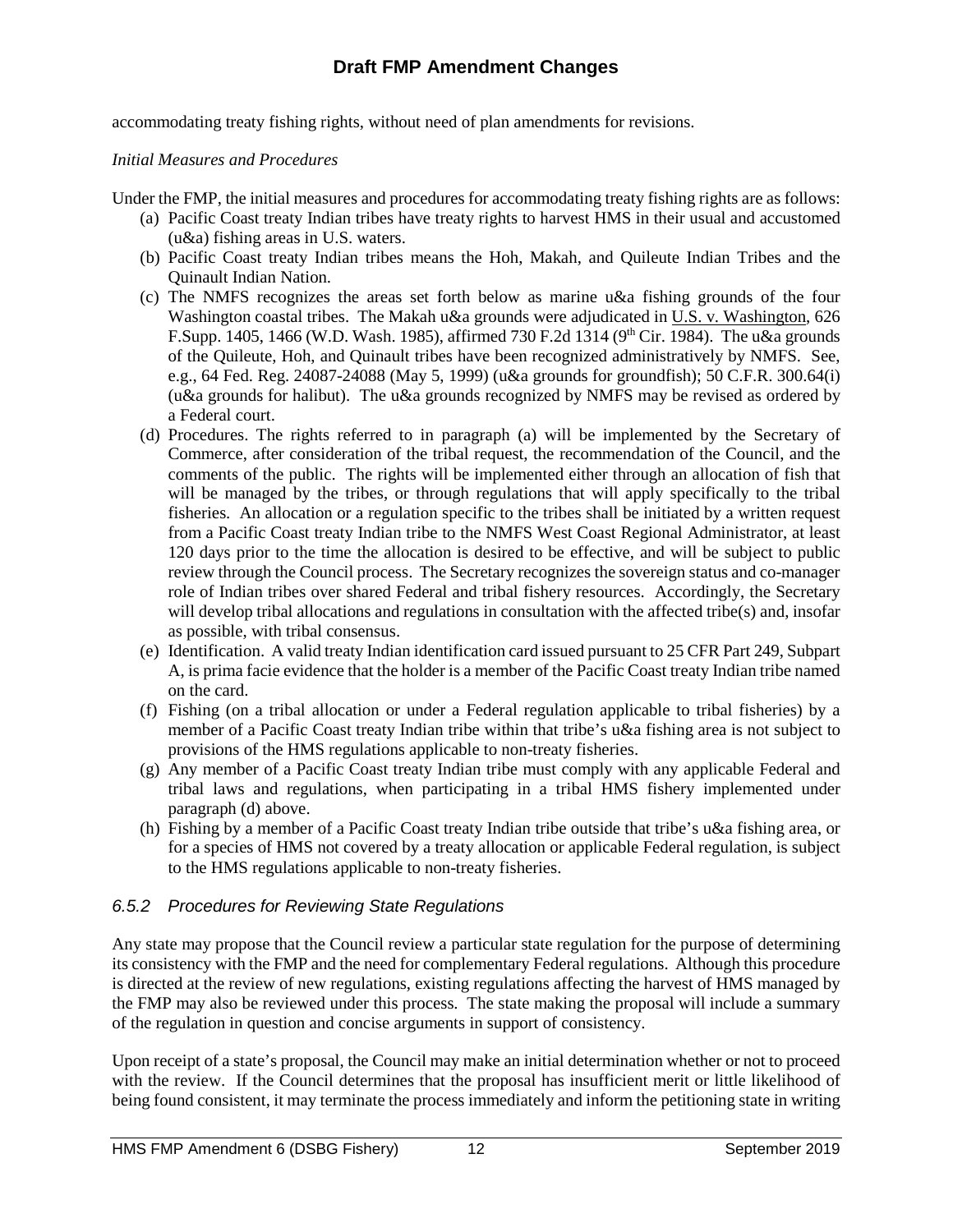accommodating treaty fishing rights, without need of plan amendments for revisions.

*Initial Measures and Procedures*

Under the FMP, the initial measures and procedures for accommodating treaty fishing rights are as follows:

(a) Pacific Coast treaty Indian tribes have treaty rights to harvest HMS in their usual and accustomed (u&a) fishing areas in U.S. waters.

(b) Pacific Coast treaty Indian tribes means the Hoh, Makah, and Quileute Indian Tribes and the Quinault Indian Nation.

(c) The NMFS recognizes the areas set forth below as marine u&a fishing grounds of the four Washington coastal tribes. The Makah u&a grounds were adjudicated in U.S. v. Washington, 626 F.Supp. 1405, 1466 (W.D. Wash. 1985), affirmed 730 F.2d 1314 (9th Cir. 1984). The u&a grounds of the Quileute, Hoh, and Quinault tribes have been recognized administratively by NMFS. See, e.g., 64 Fed. Reg. 24087-24088 (May 5, 1999) (u&a grounds for groundfish); 50 C.F.R. 300.64(i) (u&a grounds for halibut). The u&a grounds recognized by NMFS may be revised as ordered by a Federal court.

(d) Procedures. The rights referred to in paragraph (a) will be implemented by the Secretary of Commerce, after consideration of the tribal request, the recommendation of the Council, and the comments of the public. The rights will be implemented either through an allocation of fish that will be managed by the tribes, or through regulations that will apply specifically to the tribal fisheries. An allocation or a regulation specific to the tribes shall be initiated by a written request from a Pacific Coast treaty Indian tribe to the NMFS West Coast Regional Administrator, at least 120 days prior to the time the allocation is desired to be effective, and will be subject to public review through the Council process. The Secretary recognizes the sovereign status and co-manager role of Indian tribes over shared Federal and tribal fishery resources. Accordingly, the Secretary will develop tribal allocations and regulations in consultation with the affected tribe(s) and, insofar as possible, with tribal consensus.

(e) Identification. A valid treaty Indian identification card issued pursuant to 25 CFR Part 249, Subpart A, is prima facie evidence that the holder is a member of the Pacific Coast treaty Indian tribe named on the card.

(f) Fishing (on a tribal allocation or under a Federal regulation applicable to tribal fisheries) by a member of a Pacific Coast treaty Indian tribe within that tribe's u&a fishing area is not subject to provisions of the HMS regulations applicable to non-treaty fisheries.

(g) Any member of a Pacific Coast treaty Indian tribe must comply with any applicable Federal and tribal laws and regulations, when participating in a tribal HMS fishery implemented under paragraph (d) above.

(h) Fishing by a member of a Pacific Coast treaty Indian tribe outside that tribe's u&a fishing area, or for a species of HMS not covered by a treaty allocation or applicable Federal regulation, is subject to the HMS regulations applicable to non-treaty fisheries.

### *6.5.2 Procedures for Reviewing State Regulations*

Any state may propose that the Council review a particular state regulation for the purpose of determining its consistency with the FMP and the need for complementary Federal regulations. Although this procedure is directed at the review of new regulations, existing regulations affecting the harvest of HMS managed by the FMP may also be reviewed under this process. The state making the proposal will include a summary of the regulation in question and concise arguments in support of consistency.

Upon receipt of a state's proposal, the Council may make an initial determination whether or not to proceed with the review. If the Council determines that the proposal has insufficient merit or little likelihood of being found consistent, it may terminate the process immediately and inform the petitioning state in writing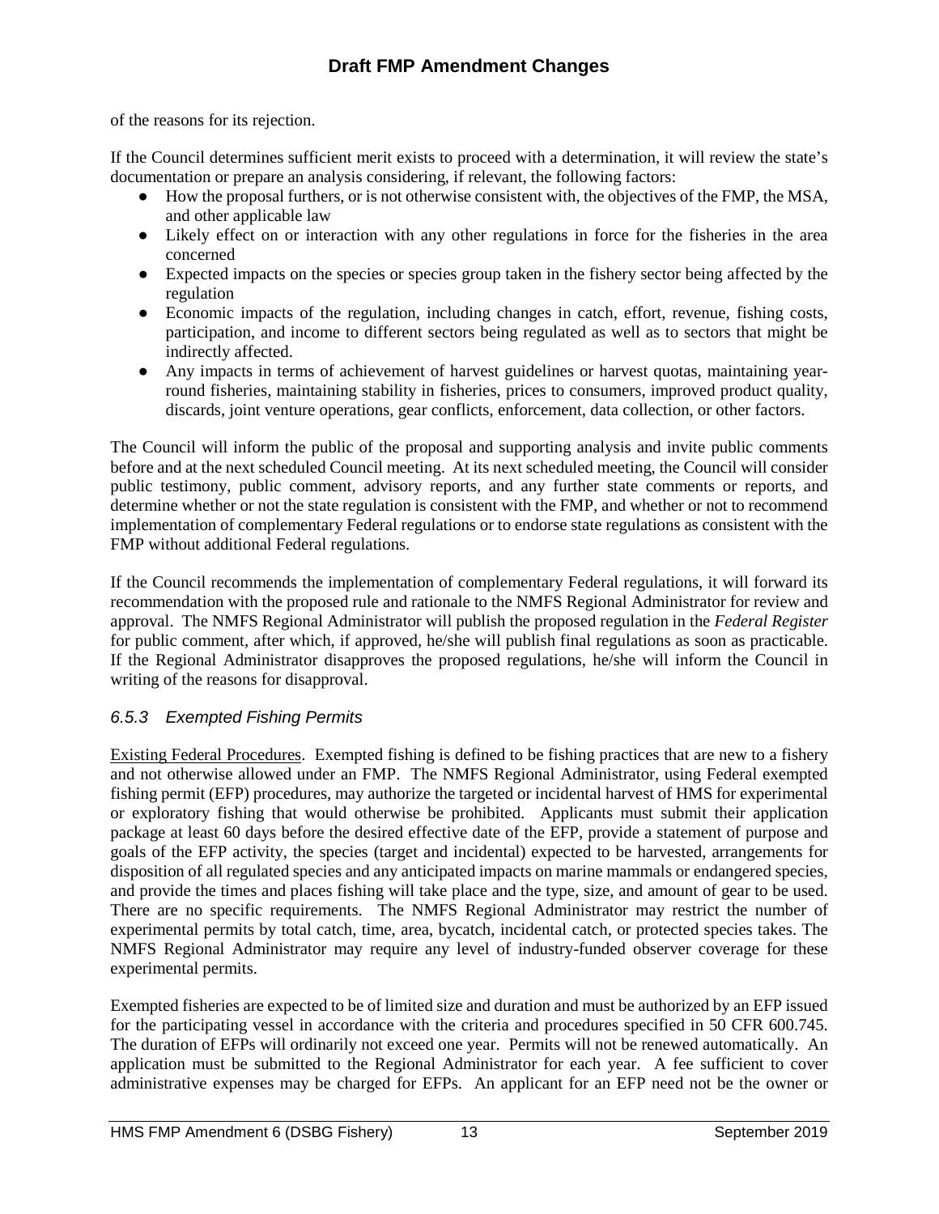of the reasons for its rejection.

If the Council determines sufficient merit exists to proceed with a determination, it will review the state's documentation or prepare an analysis considering, if relevant, the following factors:

- How the proposal furthers, or is not otherwise consistent with, the objectives of the FMP, the MSA, and other applicable law
- Likely effect on or interaction with any other regulations in force for the fisheries in the area concerned
- Expected impacts on the species or species group taken in the fishery sector being affected by the regulation
- Economic impacts of the regulation, including changes in catch, effort, revenue, fishing costs, participation, and income to different sectors being regulated as well as to sectors that might be indirectly affected.
- Any impacts in terms of achievement of harvest guidelines or harvest quotas, maintaining year-round fisheries, maintaining stability in fisheries, prices to consumers, improved product quality, discards, joint venture operations, gear conflicts, enforcement, data collection, or other factors.

The Council will inform the public of the proposal and supporting analysis and invite public comments before and at the next scheduled Council meeting. At its next scheduled meeting, the Council will consider public testimony, public comment, advisory reports, and any further state comments or reports, and determine whether or not the state regulation is consistent with the FMP, and whether or not to recommend implementation of complementary Federal regulations or to endorse state regulations as consistent with the FMP without additional Federal regulations.

If the Council recommends the implementation of complementary Federal regulations, it will forward its recommendation with the proposed rule and rationale to the NMFS Regional Administrator for review and approval. The NMFS Regional Administrator will publish the proposed regulation in the *Federal Register* for public comment, after which, if approved, he/she will publish final regulations as soon as practicable. If the Regional Administrator disapproves the proposed regulations, he/she will inform the Council in writing of the reasons for disapproval.

### *6.5.3 Exempted Fishing Permits*

Existing Federal Procedures. Exempted fishing is defined to be fishing practices that are new to a fishery and not otherwise allowed under an FMP. The NMFS Regional Administrator, using Federal exempted fishing permit (EFP) procedures, may authorize the targeted or incidental harvest of HMS for experimental or exploratory fishing that would otherwise be prohibited. Applicants must submit their application package at least 60 days before the desired effective date of the EFP, provide a statement of purpose and goals of the EFP activity, the species (target and incidental) expected to be harvested, arrangements for disposition of all regulated species and any anticipated impacts on marine mammals or endangered species, and provide the times and places fishing will take place and the type, size, and amount of gear to be used. There are no specific requirements. The NMFS Regional Administrator may restrict the number of experimental permits by total catch, time, area, bycatch, incidental catch, or protected species takes. The NMFS Regional Administrator may require any level of industry-funded observer coverage for these experimental permits.

Exempted fisheries are expected to be of limited size and duration and must be authorized by an EFP issued for the participating vessel in accordance with the criteria and procedures specified in 50 CFR 600.745. The duration of EFPs will ordinarily not exceed one year. Permits will not be renewed automatically. An application must be submitted to the Regional Administrator for each year. A fee sufficient to cover administrative expenses may be charged for EFPs. An applicant for an EFP need not be the owner or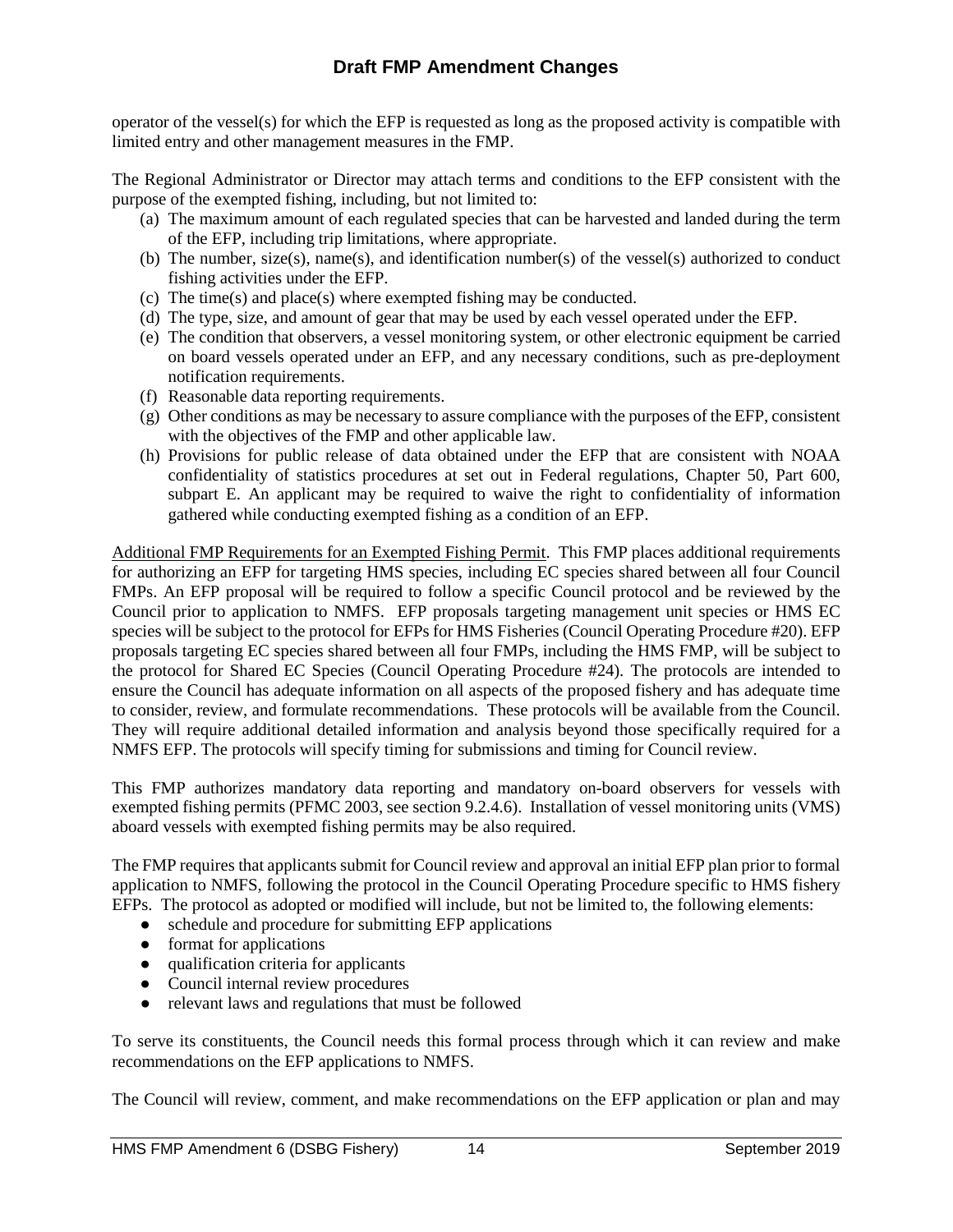operator of the vessel(s) for which the EFP is requested as long as the proposed activity is compatible with limited entry and other management measures in the FMP.

The Regional Administrator or Director may attach terms and conditions to the EFP consistent with the purpose of the exempted fishing, including, but not limited to:

(a) The maximum amount of each regulated species that can be harvested and landed during the term of the EFP, including trip limitations, where appropriate.
(b) The number, size(s), name(s), and identification number(s) of the vessel(s) authorized to conduct fishing activities under the EFP.
(c) The time(s) and place(s) where exempted fishing may be conducted.
(d) The type, size, and amount of gear that may be used by each vessel operated under the EFP.
(e) The condition that observers, a vessel monitoring system, or other electronic equipment be carried on board vessels operated under an EFP, and any necessary conditions, such as pre-deployment notification requirements.
(f) Reasonable data reporting requirements.
(g) Other conditions as may be necessary to assure compliance with the purposes of the EFP, consistent with the objectives of the FMP and other applicable law.
(h) Provisions for public release of data obtained under the EFP that are consistent with NOAA confidentiality of statistics procedures at set out in Federal regulations, Chapter 50, Part 600, subpart E. An applicant may be required to waive the right to confidentiality of information gathered while conducting exempted fishing as a condition of an EFP.

Additional FMP Requirements for an Exempted Fishing Permit. This FMP places additional requirements for authorizing an EFP for targeting HMS species, including EC species shared between all four Council FMPs. An EFP proposal will be required to follow a specific Council protocol and be reviewed by the Council prior to application to NMFS. EFP proposals targeting management unit species or HMS EC species will be subject to the protocol for EFPs for HMS Fisheries (Council Operating Procedure #20). EFP proposals targeting EC species shared between all four FMPs, including the HMS FMP, will be subject to the protocol for Shared EC Species (Council Operating Procedure #24). The protocols are intended to ensure the Council has adequate information on all aspects of the proposed fishery and has adequate time to consider, review, and formulate recommendations. These protocols will be available from the Council. They will require additional detailed information and analysis beyond those specifically required for a NMFS EFP. The protocols will specify timing for submissions and timing for Council review.

This FMP authorizes mandatory data reporting and mandatory on-board observers for vessels with exempted fishing permits (PFMC 2003, see section 9.2.4.6). Installation of vessel monitoring units (VMS) aboard vessels with exempted fishing permits may be also required.

The FMP requires that applicants submit for Council review and approval an initial EFP plan prior to formal application to NMFS, following the protocol in the Council Operating Procedure specific to HMS fishery EFPs. The protocol as adopted or modified will include, but not be limited to, the following elements:

- schedule and procedure for submitting EFP applications
- format for applications
- qualification criteria for applicants
- Council internal review procedures
- relevant laws and regulations that must be followed

To serve its constituents, the Council needs this formal process through which it can review and make recommendations on the EFP applications to NMFS.

The Council will review, comment, and make recommendations on the EFP application or plan and may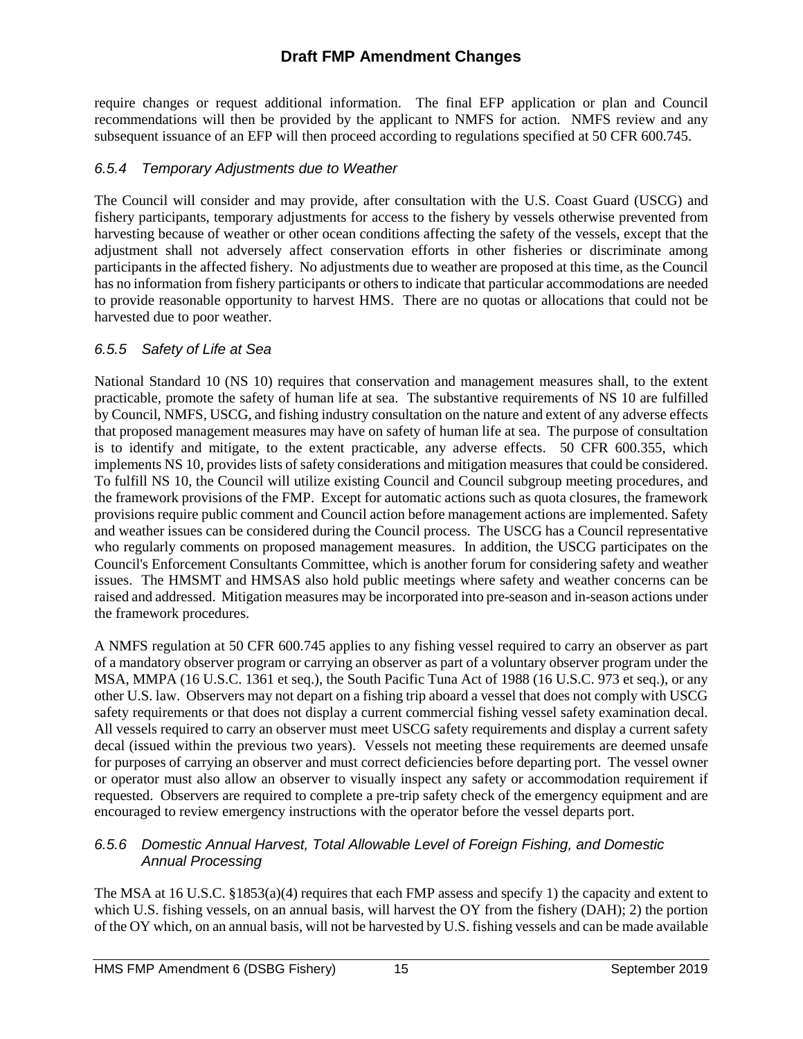require changes or request additional information. The final EFP application or plan and Council recommendations will then be provided by the applicant to NMFS for action. NMFS review and any subsequent issuance of an EFP will then proceed according to regulations specified at 50 CFR 600.745.

### *6.5.4 Temporary Adjustments due to Weather*

The Council will consider and may provide, after consultation with the U.S. Coast Guard (USCG) and fishery participants, temporary adjustments for access to the fishery by vessels otherwise prevented from harvesting because of weather or other ocean conditions affecting the safety of the vessels, except that the adjustment shall not adversely affect conservation efforts in other fisheries or discriminate among participants in the affected fishery. No adjustments due to weather are proposed at this time, as the Council has no information from fishery participants or others to indicate that particular accommodations are needed to provide reasonable opportunity to harvest HMS. There are no quotas or allocations that could not be harvested due to poor weather.

### *6.5.5 Safety of Life at Sea*

National Standard 10 (NS 10) requires that conservation and management measures shall, to the extent practicable, promote the safety of human life at sea. The substantive requirements of NS 10 are fulfilled by Council, NMFS, USCG, and fishing industry consultation on the nature and extent of any adverse effects that proposed management measures may have on safety of human life at sea. The purpose of consultation is to identify and mitigate, to the extent practicable, any adverse effects. 50 CFR 600.355, which implements NS 10, provides lists of safety considerations and mitigation measures that could be considered. To fulfill NS 10, the Council will utilize existing Council and Council subgroup meeting procedures, and the framework provisions of the FMP. Except for automatic actions such as quota closures, the framework provisions require public comment and Council action before management actions are implemented. Safety and weather issues can be considered during the Council process. The USCG has a Council representative who regularly comments on proposed management measures. In addition, the USCG participates on the Council's Enforcement Consultants Committee, which is another forum for considering safety and weather issues. The HMSMT and HMSAS also hold public meetings where safety and weather concerns can be raised and addressed. Mitigation measures may be incorporated into pre-season and in-season actions under the framework procedures.

A NMFS regulation at 50 CFR 600.745 applies to any fishing vessel required to carry an observer as part of a mandatory observer program or carrying an observer as part of a voluntary observer program under the MSA, MMPA (16 U.S.C. 1361 et seq.), the South Pacific Tuna Act of 1988 (16 U.S.C. 973 et seq.), or any other U.S. law. Observers may not depart on a fishing trip aboard a vessel that does not comply with USCG safety requirements or that does not display a current commercial fishing vessel safety examination decal. All vessels required to carry an observer must meet USCG safety requirements and display a current safety decal (issued within the previous two years). Vessels not meeting these requirements are deemed unsafe for purposes of carrying an observer and must correct deficiencies before departing port. The vessel owner or operator must also allow an observer to visually inspect any safety or accommodation requirement if requested. Observers are required to complete a pre-trip safety check of the emergency equipment and are encouraged to review emergency instructions with the operator before the vessel departs port.

### *6.5.6 Domestic Annual Harvest, Total Allowable Level of Foreign Fishing, and Domestic Annual Processing*

The MSA at 16 U.S.C. §1853(a)(4) requires that each FMP assess and specify 1) the capacity and extent to which U.S. fishing vessels, on an annual basis, will harvest the OY from the fishery (DAH); 2) the portion of the OY which, on an annual basis, will not be harvested by U.S. fishing vessels and can be made available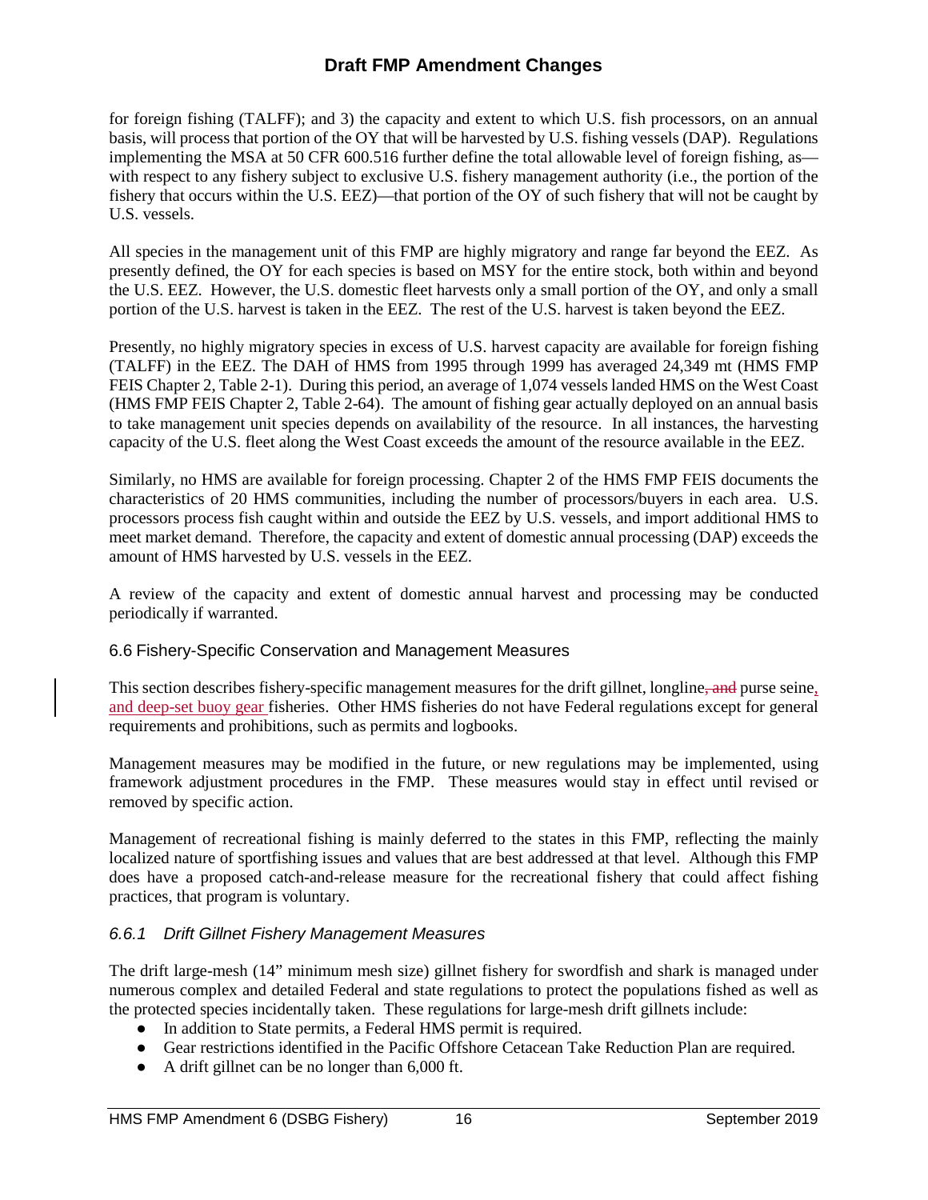for foreign fishing (TALFF); and 3) the capacity and extent to which U.S. fish processors, on an annual basis, will process that portion of the OY that will be harvested by U.S. fishing vessels (DAP). Regulations implementing the MSA at 50 CFR 600.516 further define the total allowable level of foreign fishing, as—with respect to any fishery subject to exclusive U.S. fishery management authority (i.e., the portion of the fishery that occurs within the U.S. EEZ)—that portion of the OY of such fishery that will not be caught by U.S. vessels.

All species in the management unit of this FMP are highly migratory and range far beyond the EEZ. As presently defined, the OY for each species is based on MSY for the entire stock, both within and beyond the U.S. EEZ. However, the U.S. domestic fleet harvests only a small portion of the OY, and only a small portion of the U.S. harvest is taken in the EEZ. The rest of the U.S. harvest is taken beyond the EEZ.

Presently, no highly migratory species in excess of U.S. harvest capacity are available for foreign fishing (TALFF) in the EEZ. The DAH of HMS from 1995 through 1999 has averaged 24,349 mt (HMS FMP FEIS Chapter 2, Table 2-1). During this period, an average of 1,074 vessels landed HMS on the West Coast (HMS FMP FEIS Chapter 2, Table 2-64). The amount of fishing gear actually deployed on an annual basis to take management unit species depends on availability of the resource. In all instances, the harvesting capacity of the U.S. fleet along the West Coast exceeds the amount of the resource available in the EEZ.

Similarly, no HMS are available for foreign processing. Chapter 2 of the HMS FMP FEIS documents the characteristics of 20 HMS communities, including the number of processors/buyers in each area. U.S. processors process fish caught within and outside the EEZ by U.S. vessels, and import additional HMS to meet market demand. Therefore, the capacity and extent of domestic annual processing (DAP) exceeds the amount of HMS harvested by U.S. vessels in the EEZ.

A review of the capacity and extent of domestic annual harvest and processing may be conducted periodically if warranted.

## 6.6 Fishery-Specific Conservation and Management Measures

This section describes fishery-specific management measures for the drift gillnet, longline~~, and~~ purse seine, and deep-set buoy gear fisheries. Other HMS fisheries do not have Federal regulations except for general requirements and prohibitions, such as permits and logbooks.

Management measures may be modified in the future, or new regulations may be implemented, using framework adjustment procedures in the FMP. These measures would stay in effect until revised or removed by specific action.

Management of recreational fishing is mainly deferred to the states in this FMP, reflecting the mainly localized nature of sportfishing issues and values that are best addressed at that level. Although this FMP does have a proposed catch-and-release measure for the recreational fishery that could affect fishing practices, that program is voluntary.

### *6.6.1 Drift Gillnet Fishery Management Measures*

The drift large-mesh (14" minimum mesh size) gillnet fishery for swordfish and shark is managed under numerous complex and detailed Federal and state regulations to protect the populations fished as well as the protected species incidentally taken. These regulations for large-mesh drift gillnets include:

- In addition to State permits, a Federal HMS permit is required.
- Gear restrictions identified in the Pacific Offshore Cetacean Take Reduction Plan are required.
- A drift gillnet can be no longer than 6,000 ft.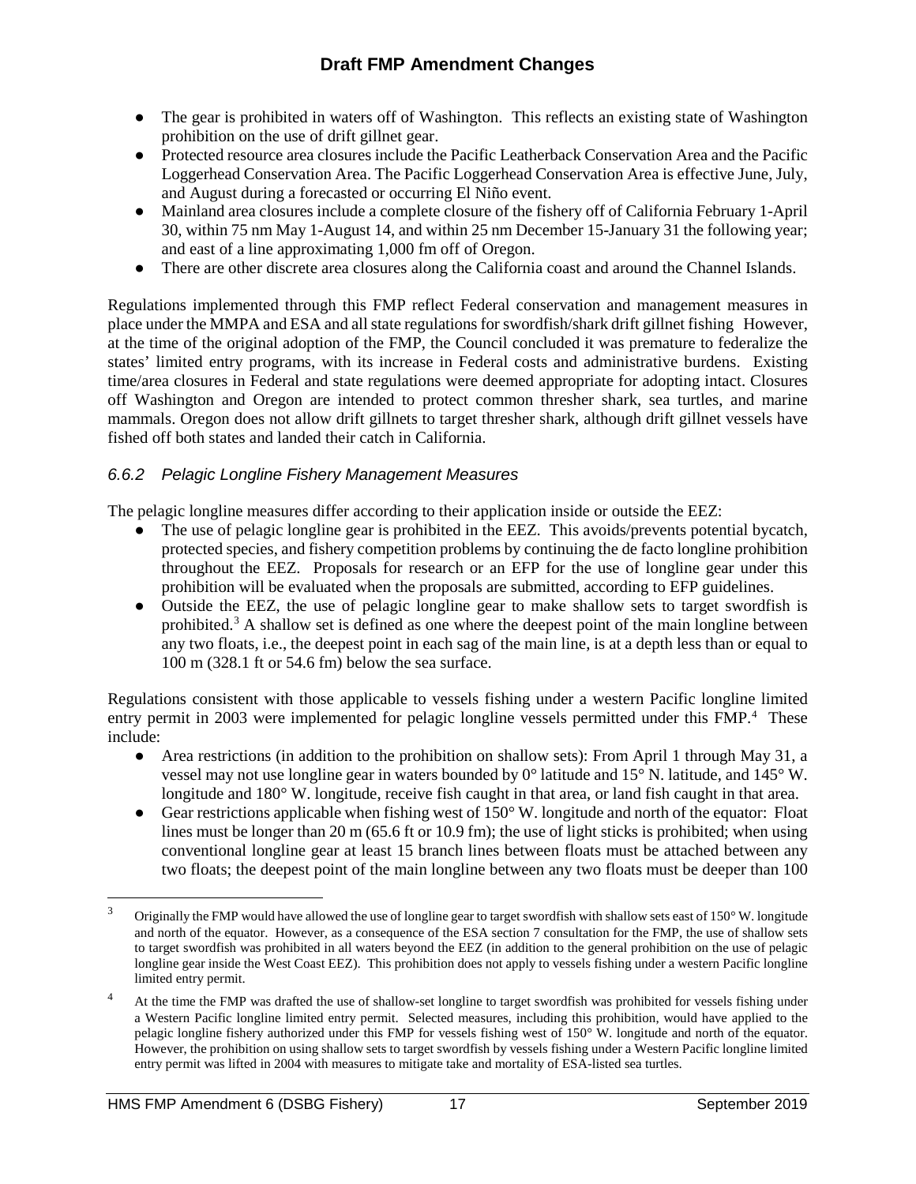- The gear is prohibited in waters off of Washington. This reflects an existing state of Washington prohibition on the use of drift gillnet gear.
- Protected resource area closures include the Pacific Leatherback Conservation Area and the Pacific Loggerhead Conservation Area. The Pacific Loggerhead Conservation Area is effective June, July, and August during a forecasted or occurring El Niño event.
- Mainland area closures include a complete closure of the fishery off of California February 1-April 30, within 75 nm May 1-August 14, and within 25 nm December 15-January 31 the following year; and east of a line approximating 1,000 fm off of Oregon.
- There are other discrete area closures along the California coast and around the Channel Islands.

Regulations implemented through this FMP reflect Federal conservation and management measures in place under the MMPA and ESA and all state regulations for swordfish/shark drift gillnet fishing However, at the time of the original adoption of the FMP, the Council concluded it was premature to federalize the states' limited entry programs, with its increase in Federal costs and administrative burdens. Existing time/area closures in Federal and state regulations were deemed appropriate for adopting intact. Closures off Washington and Oregon are intended to protect common thresher shark, sea turtles, and marine mammals. Oregon does not allow drift gillnets to target thresher shark, although drift gillnet vessels have fished off both states and landed their catch in California.

### *6.6.2 Pelagic Longline Fishery Management Measures*

The pelagic longline measures differ according to their application inside or outside the EEZ:

- The use of pelagic longline gear is prohibited in the EEZ. This avoids/prevents potential bycatch, protected species, and fishery competition problems by continuing the de facto longline prohibition throughout the EEZ. Proposals for research or an EFP for the use of longline gear under this prohibition will be evaluated when the proposals are submitted, according to EFP guidelines.
- Outside the EEZ, the use of pelagic longline gear to make shallow sets to target swordfish is prohibited.[3] A shallow set is defined as one where the deepest point of the main longline between any two floats, i.e., the deepest point in each sag of the main line, is at a depth less than or equal to 100 m (328.1 ft or 54.6 fm) below the sea surface.

Regulations consistent with those applicable to vessels fishing under a western Pacific longline limited entry permit in 2003 were implemented for pelagic longline vessels permitted under this FMP.[4] These include:

- Area restrictions (in addition to the prohibition on shallow sets): From April 1 through May 31, a vessel may not use longline gear in waters bounded by 0° latitude and 15° N. latitude, and 145° W. longitude and 180° W. longitude, receive fish caught in that area, or land fish caught in that area.
- Gear restrictions applicable when fishing west of 150° W. longitude and north of the equator: Float lines must be longer than 20 m (65.6 ft or 10.9 fm); the use of light sticks is prohibited; when using conventional longline gear at least 15 branch lines between floats must be attached between any two floats; the deepest point of the main longline between any two floats must be deeper than 100

---

[3] Originally the FMP would have allowed the use of longline gear to target swordfish with shallow sets east of 150° W. longitude and north of the equator. However, as a consequence of the ESA section 7 consultation for the FMP, the use of shallow sets to target swordfish was prohibited in all waters beyond the EEZ (in addition to the general prohibition on the use of pelagic longline gear inside the West Coast EEZ). This prohibition does not apply to vessels fishing under a western Pacific longline limited entry permit.

[4] At the time the FMP was drafted the use of shallow-set longline to target swordfish was prohibited for vessels fishing under a Western Pacific longline limited entry permit. Selected measures, including this prohibition, would have applied to the pelagic longline fishery authorized under this FMP for vessels fishing west of 150° W. longitude and north of the equator. However, the prohibition on using shallow sets to target swordfish by vessels fishing under a Western Pacific longline limited entry permit was lifted in 2004 with measures to mitigate take and mortality of ESA-listed sea turtles.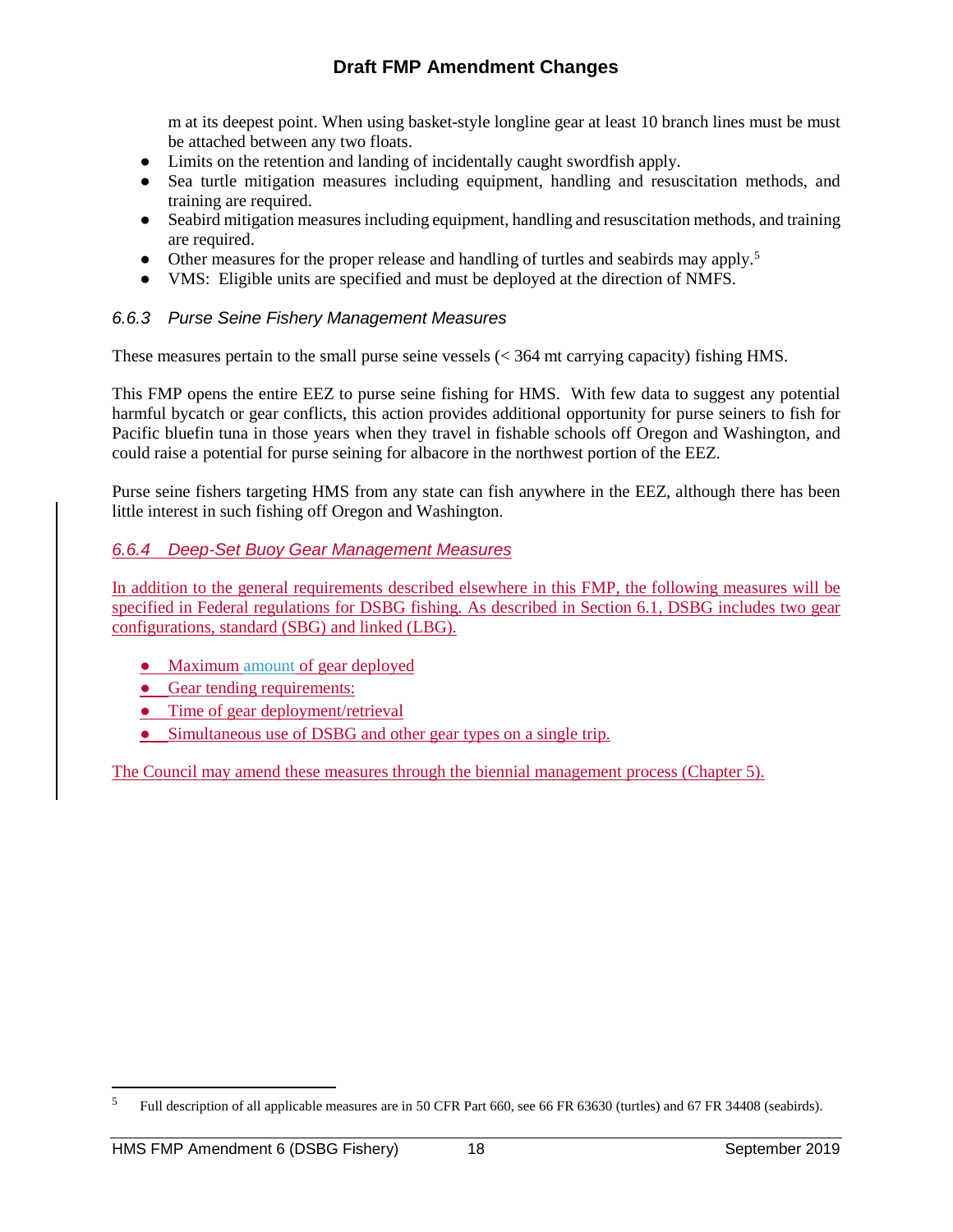m at its deepest point. When using basket-style longline gear at least 10 branch lines must be must be attached between any two floats.

- Limits on the retention and landing of incidentally caught swordfish apply.
- Sea turtle mitigation measures including equipment, handling and resuscitation methods, and training are required.
- Seabird mitigation measures including equipment, handling and resuscitation methods, and training are required.
- Other measures for the proper release and handling of turtles and seabirds may apply.[5]
- VMS: Eligible units are specified and must be deployed at the direction of NMFS.

### *6.6.3 Purse Seine Fishery Management Measures*

These measures pertain to the small purse seine vessels (< 364 mt carrying capacity) fishing HMS.

This FMP opens the entire EEZ to purse seine fishing for HMS. With few data to suggest any potential harmful bycatch or gear conflicts, this action provides additional opportunity for purse seiners to fish for Pacific bluefin tuna in those years when they travel in fishable schools off Oregon and Washington, and could raise a potential for purse seining for albacore in the northwest portion of the EEZ.

Purse seine fishers targeting HMS from any state can fish anywhere in the EEZ, although there has been little interest in such fishing off Oregon and Washington.

### *6.6.4 Deep-Set Buoy Gear Management Measures*

In addition to the general requirements described elsewhere in this FMP, the following measures will be specified in Federal regulations for DSBG fishing. As described in Section 6.1, DSBG includes two gear configurations, standard (SBG) and linked (LBG).

- Maximum amount of gear deployed
- Gear tending requirements:
- Time of gear deployment/retrieval
- Simultaneous use of DSBG and other gear types on a single trip.

The Council may amend these measures through the biennial management process (Chapter 5).

[5] Full description of all applicable measures are in 50 CFR Part 660, see 66 FR 63630 (turtles) and 67 FR 34408 (seabirds).